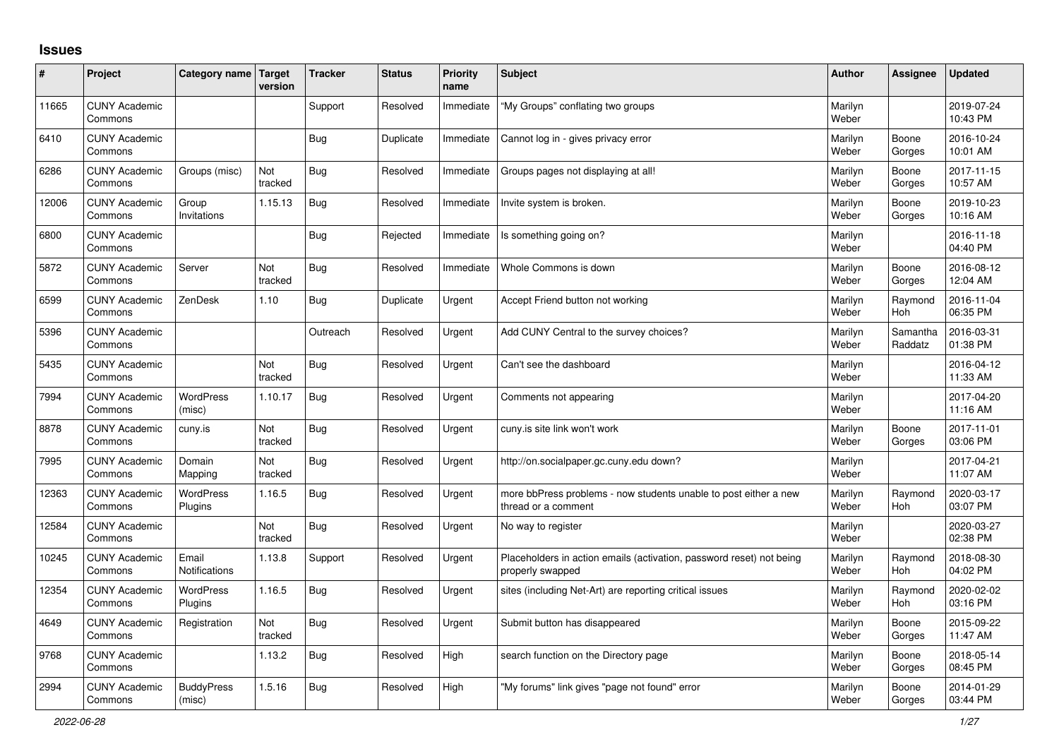# Issues

| # | Project | Category name | Target version | Tracker | Status | Priority name | Subject | Author | Assignee | Updated |
|---|---|---|---|---|---|---|---|---|---|---|
| 11665 | CUNY Academic Commons | | | Support | Resolved | Immediate | "My Groups" conflating two groups | Marilyn Weber | | 2019-07-24 10:43 PM |
| 6410 | CUNY Academic Commons | | | Bug | Duplicate | Immediate | Cannot log in - gives privacy error | Marilyn Weber | Boone Gorges | 2016-10-24 10:01 AM |
| 6286 | CUNY Academic Commons | Groups (misc) | Not tracked | Bug | Resolved | Immediate | Groups pages not displaying at all! | Marilyn Weber | Boone Gorges | 2017-11-15 10:57 AM |
| 12006 | CUNY Academic Commons | Group Invitations | 1.15.13 | Bug | Resolved | Immediate | Invite system is broken. | Marilyn Weber | Boone Gorges | 2019-10-23 10:16 AM |
| 6800 | CUNY Academic Commons | | | Bug | Rejected | Immediate | Is something going on? | Marilyn Weber | | 2016-11-18 04:40 PM |
| 5872 | CUNY Academic Commons | Server | Not tracked | Bug | Resolved | Immediate | Whole Commons is down | Marilyn Weber | Boone Gorges | 2016-08-12 12:04 AM |
| 6599 | CUNY Academic Commons | ZenDesk | 1.10 | Bug | Duplicate | Urgent | Accept Friend button not working | Marilyn Weber | Raymond Hoh | 2016-11-04 06:35 PM |
| 5396 | CUNY Academic Commons | | | Outreach | Resolved | Urgent | Add CUNY Central to the survey choices? | Marilyn Weber | Samantha Raddatz | 2016-03-31 01:38 PM |
| 5435 | CUNY Academic Commons | | Not tracked | Bug | Resolved | Urgent | Can't see the dashboard | Marilyn Weber | | 2016-04-12 11:33 AM |
| 7994 | CUNY Academic Commons | WordPress (misc) | 1.10.17 | Bug | Resolved | Urgent | Comments not appearing | Marilyn Weber | | 2017-04-20 11:16 AM |
| 8878 | CUNY Academic Commons | cuny.is | Not tracked | Bug | Resolved | Urgent | cuny.is site link won't work | Marilyn Weber | Boone Gorges | 2017-11-01 03:06 PM |
| 7995 | CUNY Academic Commons | Domain Mapping | Not tracked | Bug | Resolved | Urgent | http://on.socialpaper.gc.cuny.edu down? | Marilyn Weber | | 2017-04-21 11:07 AM |
| 12363 | CUNY Academic Commons | WordPress Plugins | 1.16.5 | Bug | Resolved | Urgent | more bbPress problems - now students unable to post either a new thread or a comment | Marilyn Weber | Raymond Hoh | 2020-03-17 03:07 PM |
| 12584 | CUNY Academic Commons | | Not tracked | Bug | Resolved | Urgent | No way to register | Marilyn Weber | | 2020-03-27 02:38 PM |
| 10245 | CUNY Academic Commons | Email Notifications | 1.13.8 | Support | Resolved | Urgent | Placeholders in action emails (activation, password reset) not being properly swapped | Marilyn Weber | Raymond Hoh | 2018-08-30 04:02 PM |
| 12354 | CUNY Academic Commons | WordPress Plugins | 1.16.5 | Bug | Resolved | Urgent | sites (including Net-Art) are reporting critical issues | Marilyn Weber | Raymond Hoh | 2020-02-02 03:16 PM |
| 4649 | CUNY Academic Commons | Registration | Not tracked | Bug | Resolved | Urgent | Submit button has disappeared | Marilyn Weber | Boone Gorges | 2015-09-22 11:47 AM |
| 9768 | CUNY Academic Commons | | 1.13.2 | Bug | Resolved | High | search function on the Directory page | Marilyn Weber | Boone Gorges | 2018-05-14 08:45 PM |
| 2994 | CUNY Academic Commons | BuddyPress (misc) | 1.5.16 | Bug | Resolved | High | "My forums" link gives "page not found" error | Marilyn Weber | Boone Gorges | 2014-01-29 03:44 PM |

*2022-06-28*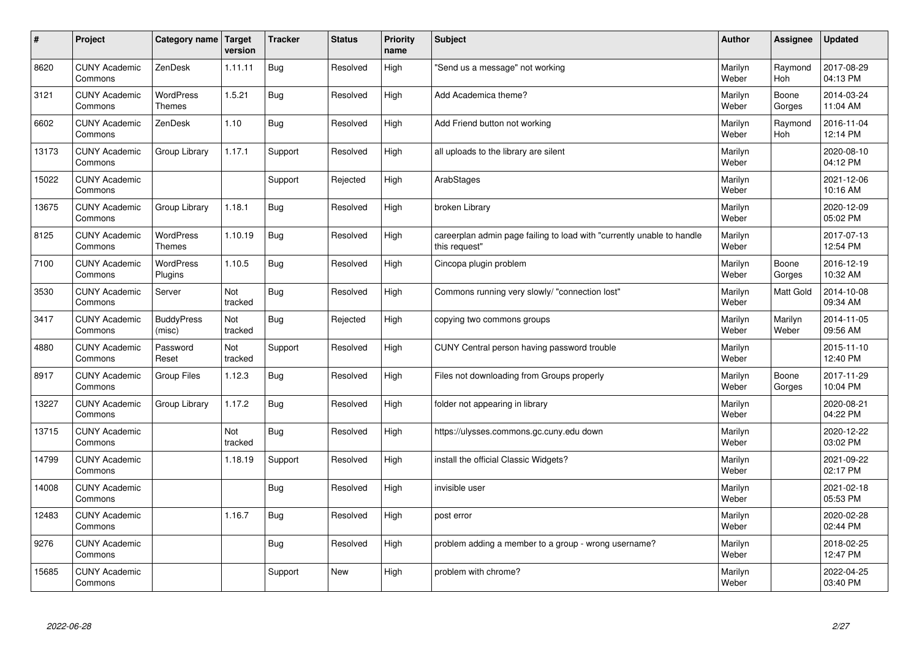| # | Project | Category name | Target version | Tracker | Status | Priority name | Subject | Author | Assignee | Updated |
|---|---|---|---|---|---|---|---|---|---|---|
| 8620 | CUNY Academic Commons | ZenDesk | 1.11.11 | Bug | Resolved | High | "Send us a message" not working | Marilyn Weber | Raymond Hoh | 2017-08-29 04:13 PM |
| 3121 | CUNY Academic Commons | WordPress Themes | 1.5.21 | Bug | Resolved | High | Add Academica theme? | Marilyn Weber | Boone Gorges | 2014-03-24 11:04 AM |
| 6602 | CUNY Academic Commons | ZenDesk | 1.10 | Bug | Resolved | High | Add Friend button not working | Marilyn Weber | Raymond Hoh | 2016-11-04 12:14 PM |
| 13173 | CUNY Academic Commons | Group Library | 1.17.1 | Support | Resolved | High | all uploads to the library are silent | Marilyn Weber | | 2020-08-10 04:12 PM |
| 15022 | CUNY Academic Commons | | | Support | Rejected | High | ArabStages | Marilyn Weber | | 2021-12-06 10:16 AM |
| 13675 | CUNY Academic Commons | Group Library | 1.18.1 | Bug | Resolved | High | broken Library | Marilyn Weber | | 2020-12-09 05:02 PM |
| 8125 | CUNY Academic Commons | WordPress Themes | 1.10.19 | Bug | Resolved | High | careerplan admin page failing to load with "currently unable to handle this request" | Marilyn Weber | | 2017-07-13 12:54 PM |
| 7100 | CUNY Academic Commons | WordPress Plugins | 1.10.5 | Bug | Resolved | High | Cincopa plugin problem | Marilyn Weber | Boone Gorges | 2016-12-19 10:32 AM |
| 3530 | CUNY Academic Commons | Server | Not tracked | Bug | Resolved | High | Commons running very slowly/ "connection lost" | Marilyn Weber | Matt Gold | 2014-10-08 09:34 AM |
| 3417 | CUNY Academic Commons | BuddyPress (misc) | Not tracked | Bug | Rejected | High | copying two commons groups | Marilyn Weber | Marilyn Weber | 2014-11-05 09:56 AM |
| 4880 | CUNY Academic Commons | Password Reset | Not tracked | Support | Resolved | High | CUNY Central person having password trouble | Marilyn Weber | | 2015-11-10 12:40 PM |
| 8917 | CUNY Academic Commons | Group Files | 1.12.3 | Bug | Resolved | High | Files not downloading from Groups properly | Marilyn Weber | Boone Gorges | 2017-11-29 10:04 PM |
| 13227 | CUNY Academic Commons | Group Library | 1.17.2 | Bug | Resolved | High | folder not appearing in library | Marilyn Weber | | 2020-08-21 04:22 PM |
| 13715 | CUNY Academic Commons | | Not tracked | Bug | Resolved | High | https://ulysses.commons.gc.cuny.edu down | Marilyn Weber | | 2020-12-22 03:02 PM |
| 14799 | CUNY Academic Commons | | 1.18.19 | Support | Resolved | High | install the official Classic Widgets? | Marilyn Weber | | 2021-09-22 02:17 PM |
| 14008 | CUNY Academic Commons | | | Bug | Resolved | High | invisible user | Marilyn Weber | | 2021-02-18 05:53 PM |
| 12483 | CUNY Academic Commons | | 1.16.7 | Bug | Resolved | High | post error | Marilyn Weber | | 2020-02-28 02:44 PM |
| 9276 | CUNY Academic Commons | | | Bug | Resolved | High | problem adding a member to a group - wrong username? | Marilyn Weber | | 2018-02-25 12:47 PM |
| 15685 | CUNY Academic Commons | | | Support | New | High | problem with chrome? | Marilyn Weber | | 2022-04-25 03:40 PM |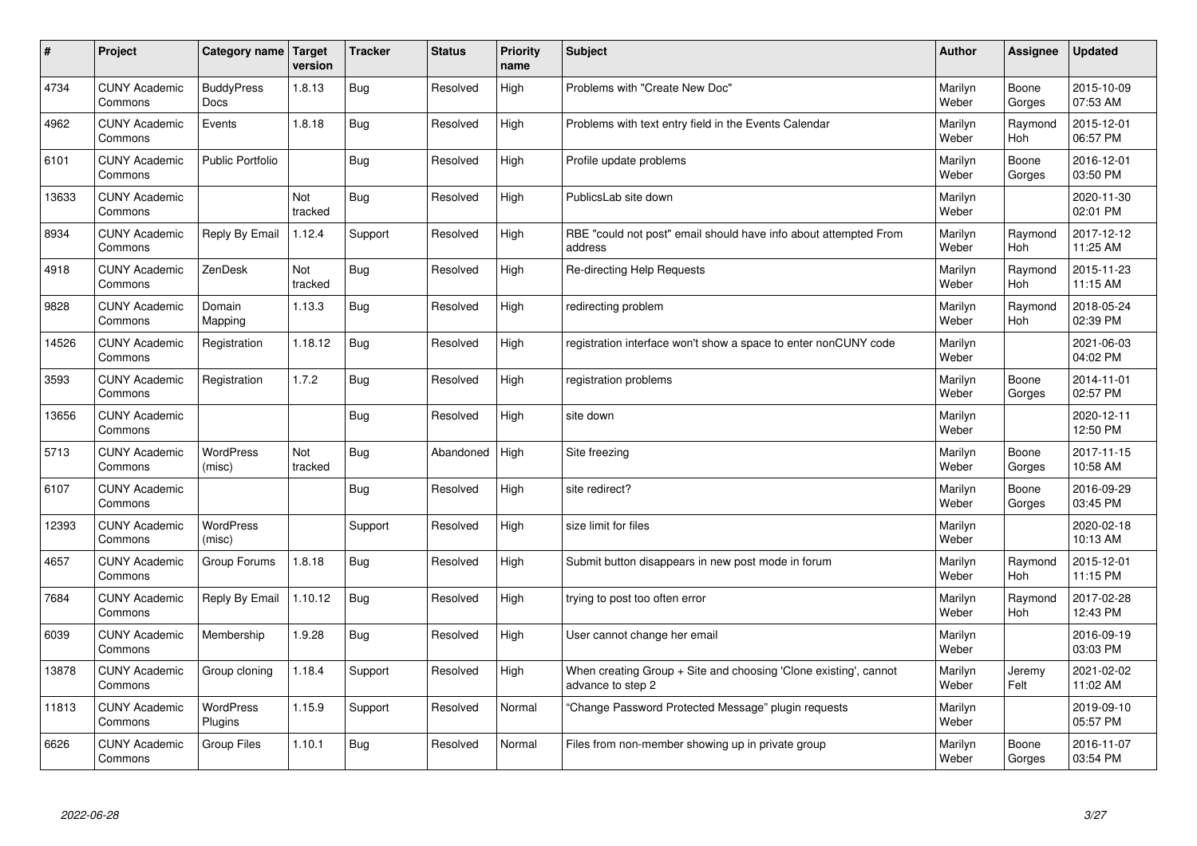| # | Project | Category name | Target version | Tracker | Status | Priority name | Subject | Author | Assignee | Updated |
|---|---|---|---|---|---|---|---|---|---|---|
| 4734 | CUNY Academic Commons | BuddyPress Docs | 1.8.13 | Bug | Resolved | High | Problems with "Create New Doc" | Marilyn Weber | Boone Gorges | 2015-10-09 07:53 AM |
| 4962 | CUNY Academic Commons | Events | 1.8.18 | Bug | Resolved | High | Problems with text entry field in the Events Calendar | Marilyn Weber | Raymond Hoh | 2015-12-01 06:57 PM |
| 6101 | CUNY Academic Commons | Public Portfolio | | Bug | Resolved | High | Profile update problems | Marilyn Weber | Boone Gorges | 2016-12-01 03:50 PM |
| 13633 | CUNY Academic Commons | | Not tracked | Bug | Resolved | High | PublicsLab site down | Marilyn Weber | | 2020-11-30 02:01 PM |
| 8934 | CUNY Academic Commons | Reply By Email | 1.12.4 | Support | Resolved | High | RBE "could not post" email should have info about attempted From address | Marilyn Weber | Raymond Hoh | 2017-12-12 11:25 AM |
| 4918 | CUNY Academic Commons | ZenDesk | Not tracked | Bug | Resolved | High | Re-directing Help Requests | Marilyn Weber | Raymond Hoh | 2015-11-23 11:15 AM |
| 9828 | CUNY Academic Commons | Domain Mapping | 1.13.3 | Bug | Resolved | High | redirecting problem | Marilyn Weber | Raymond Hoh | 2018-05-24 02:39 PM |
| 14526 | CUNY Academic Commons | Registration | 1.18.12 | Bug | Resolved | High | registration interface won't show a space to enter nonCUNY code | Marilyn Weber | | 2021-06-03 04:02 PM |
| 3593 | CUNY Academic Commons | Registration | 1.7.2 | Bug | Resolved | High | registration problems | Marilyn Weber | Boone Gorges | 2014-11-01 02:57 PM |
| 13656 | CUNY Academic Commons | | | Bug | Resolved | High | site down | Marilyn Weber | | 2020-12-11 12:50 PM |
| 5713 | CUNY Academic Commons | WordPress (misc) | Not tracked | Bug | Abandoned | High | Site freezing | Marilyn Weber | Boone Gorges | 2017-11-15 10:58 AM |
| 6107 | CUNY Academic Commons | | | Bug | Resolved | High | site redirect? | Marilyn Weber | Boone Gorges | 2016-09-29 03:45 PM |
| 12393 | CUNY Academic Commons | WordPress (misc) | | Support | Resolved | High | size limit for files | Marilyn Weber | | 2020-02-18 10:13 AM |
| 4657 | CUNY Academic Commons | Group Forums | 1.8.18 | Bug | Resolved | High | Submit button disappears in new post mode in forum | Marilyn Weber | Raymond Hoh | 2015-12-01 11:15 PM |
| 7684 | CUNY Academic Commons | Reply By Email | 1.10.12 | Bug | Resolved | High | trying to post too often error | Marilyn Weber | Raymond Hoh | 2017-02-28 12:43 PM |
| 6039 | CUNY Academic Commons | Membership | 1.9.28 | Bug | Resolved | High | User cannot change her email | Marilyn Weber | | 2016-09-19 03:03 PM |
| 13878 | CUNY Academic Commons | Group cloning | 1.18.4 | Support | Resolved | High | When creating Group + Site and choosing 'Clone existing', cannot advance to step 2 | Marilyn Weber | Jeremy Felt | 2021-02-02 11:02 AM |
| 11813 | CUNY Academic Commons | WordPress Plugins | 1.15.9 | Support | Resolved | Normal | "Change Password Protected Message" plugin requests | Marilyn Weber | | 2019-09-10 05:57 PM |
| 6626 | CUNY Academic Commons | Group Files | 1.10.1 | Bug | Resolved | Normal | Files from non-member showing up in private group | Marilyn Weber | Boone Gorges | 2016-11-07 03:54 PM |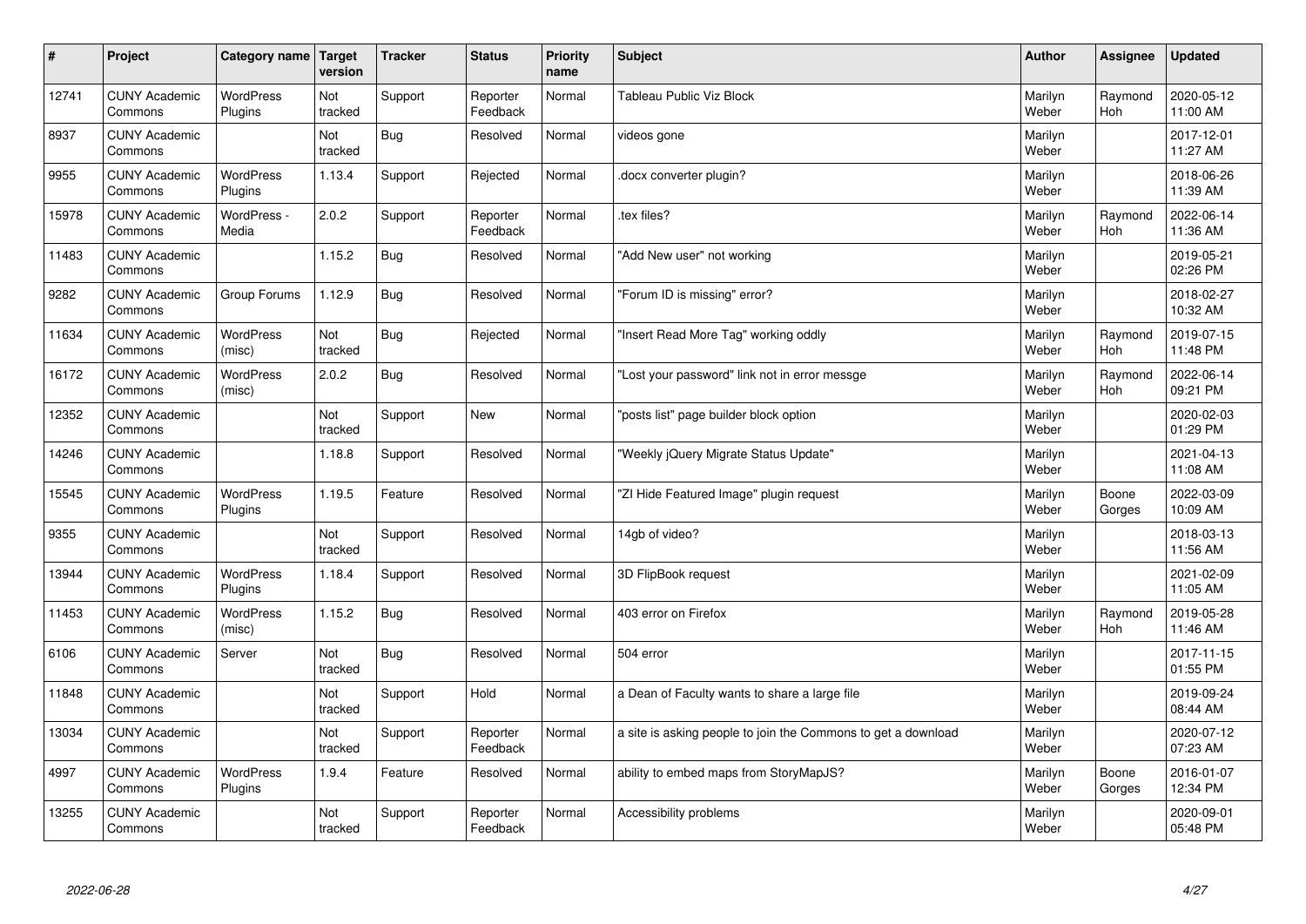| # | Project | Category name | Target version | Tracker | Status | Priority name | Subject | Author | Assignee | Updated |
|---|---|---|---|---|---|---|---|---|---|---|
| 12741 | CUNY Academic Commons | WordPress Plugins | Not tracked | Support | Reporter Feedback | Normal | Tableau Public Viz Block | Marilyn Weber | Raymond Hoh | 2020-05-12 11:00 AM |
| 8937 | CUNY Academic Commons | | Not tracked | Bug | Resolved | Normal | videos gone | Marilyn Weber | | 2017-12-01 11:27 AM |
| 9955 | CUNY Academic Commons | WordPress Plugins | 1.13.4 | Support | Rejected | Normal | .docx converter plugin? | Marilyn Weber | | 2018-06-26 11:39 AM |
| 15978 | CUNY Academic Commons | WordPress - Media | 2.0.2 | Support | Reporter Feedback | Normal | .tex files? | Marilyn Weber | Raymond Hoh | 2022-06-14 11:36 AM |
| 11483 | CUNY Academic Commons | | 1.15.2 | Bug | Resolved | Normal | "Add New user" not working | Marilyn Weber | | 2019-05-21 02:26 PM |
| 9282 | CUNY Academic Commons | Group Forums | 1.12.9 | Bug | Resolved | Normal | "Forum ID is missing" error? | Marilyn Weber | | 2018-02-27 10:32 AM |
| 11634 | CUNY Academic Commons | WordPress (misc) | Not tracked | Bug | Rejected | Normal | "Insert Read More Tag" working oddly | Marilyn Weber | Raymond Hoh | 2019-07-15 11:48 PM |
| 16172 | CUNY Academic Commons | WordPress (misc) | 2.0.2 | Bug | Resolved | Normal | "Lost your password" link not in error messge | Marilyn Weber | Raymond Hoh | 2022-06-14 09:21 PM |
| 12352 | CUNY Academic Commons | | Not tracked | Support | New | Normal | "posts list" page builder block option | Marilyn Weber | | 2020-02-03 01:29 PM |
| 14246 | CUNY Academic Commons | | 1.18.8 | Support | Resolved | Normal | "Weekly jQuery Migrate Status Update" | Marilyn Weber | | 2021-04-13 11:08 AM |
| 15545 | CUNY Academic Commons | WordPress Plugins | 1.19.5 | Feature | Resolved | Normal | "ZI Hide Featured Image" plugin request | Marilyn Weber | Boone Gorges | 2022-03-09 10:09 AM |
| 9355 | CUNY Academic Commons | | Not tracked | Support | Resolved | Normal | 14gb of video? | Marilyn Weber | | 2018-03-13 11:56 AM |
| 13944 | CUNY Academic Commons | WordPress Plugins | 1.18.4 | Support | Resolved | Normal | 3D FlipBook request | Marilyn Weber | | 2021-02-09 11:05 AM |
| 11453 | CUNY Academic Commons | WordPress (misc) | 1.15.2 | Bug | Resolved | Normal | 403 error on Firefox | Marilyn Weber | Raymond Hoh | 2019-05-28 11:46 AM |
| 6106 | CUNY Academic Commons | Server | Not tracked | Bug | Resolved | Normal | 504 error | Marilyn Weber | | 2017-11-15 01:55 PM |
| 11848 | CUNY Academic Commons | | Not tracked | Support | Hold | Normal | a Dean of Faculty wants to share a large file | Marilyn Weber | | 2019-09-24 08:44 AM |
| 13034 | CUNY Academic Commons | | Not tracked | Support | Reporter Feedback | Normal | a site is asking people to join the Commons to get a download | Marilyn Weber | | 2020-07-12 07:23 AM |
| 4997 | CUNY Academic Commons | WordPress Plugins | 1.9.4 | Feature | Resolved | Normal | ability to embed maps from StoryMapJS? | Marilyn Weber | Boone Gorges | 2016-01-07 12:34 PM |
| 13255 | CUNY Academic Commons | | Not tracked | Support | Reporter Feedback | Normal | Accessibility problems | Marilyn Weber | | 2020-09-01 05:48 PM |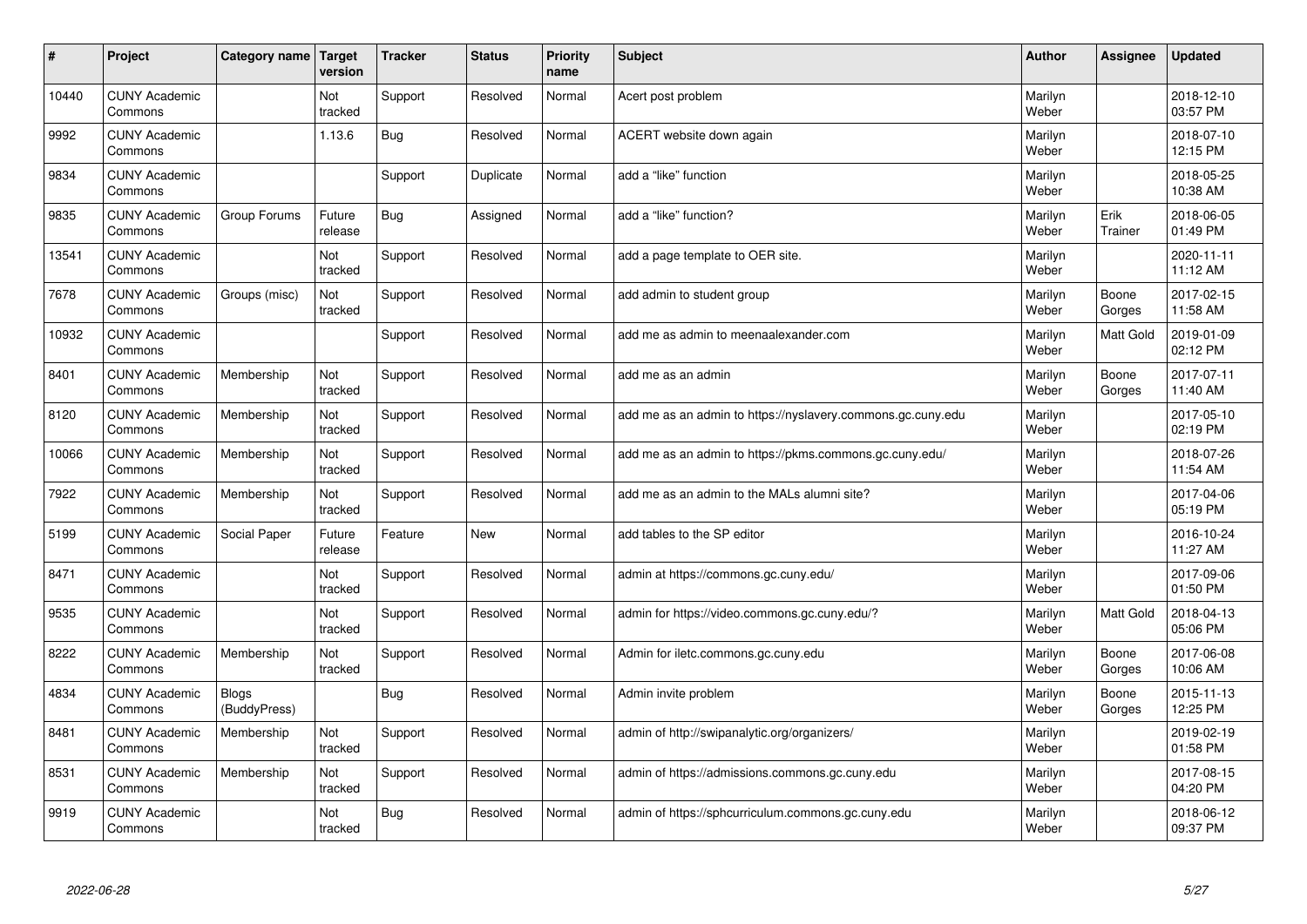| # | Project | Category name | Target version | Tracker | Status | Priority name | Subject | Author | Assignee | Updated |
|---|---|---|---|---|---|---|---|---|---|---|
| 10440 | CUNY Academic Commons | | Not tracked | Support | Resolved | Normal | Acert post problem | Marilyn Weber | | 2018-12-10 03:57 PM |
| 9992 | CUNY Academic Commons | | 1.13.6 | Bug | Resolved | Normal | ACERT website down again | Marilyn Weber | | 2018-07-10 12:15 PM |
| 9834 | CUNY Academic Commons | | | Support | Duplicate | Normal | add a "like" function | Marilyn Weber | | 2018-05-25 10:38 AM |
| 9835 | CUNY Academic Commons | Group Forums | Future release | Bug | Assigned | Normal | add a "like" function? | Marilyn Weber | Erik Trainer | 2018-06-05 01:49 PM |
| 13541 | CUNY Academic Commons | | Not tracked | Support | Resolved | Normal | add a page template to OER site. | Marilyn Weber | | 2020-11-11 11:12 AM |
| 7678 | CUNY Academic Commons | Groups (misc) | Not tracked | Support | Resolved | Normal | add admin to student group | Marilyn Weber | Boone Gorges | 2017-02-15 11:58 AM |
| 10932 | CUNY Academic Commons | | | Support | Resolved | Normal | add me as admin to meenaalexander.com | Marilyn Weber | Matt Gold | 2019-01-09 02:12 PM |
| 8401 | CUNY Academic Commons | Membership | Not tracked | Support | Resolved | Normal | add me as an admin | Marilyn Weber | Boone Gorges | 2017-07-11 11:40 AM |
| 8120 | CUNY Academic Commons | Membership | Not tracked | Support | Resolved | Normal | add me as an admin to https://nyslavery.commons.gc.cuny.edu | Marilyn Weber | | 2017-05-10 02:19 PM |
| 10066 | CUNY Academic Commons | Membership | Not tracked | Support | Resolved | Normal | add me as an admin to https://pkms.commons.gc.cuny.edu/ | Marilyn Weber | | 2018-07-26 11:54 AM |
| 7922 | CUNY Academic Commons | Membership | Not tracked | Support | Resolved | Normal | add me as an admin to the MALs alumni site? | Marilyn Weber | | 2017-04-06 05:19 PM |
| 5199 | CUNY Academic Commons | Social Paper | Future release | Feature | New | Normal | add tables to the SP editor | Marilyn Weber | | 2016-10-24 11:27 AM |
| 8471 | CUNY Academic Commons | | Not tracked | Support | Resolved | Normal | admin at https://commons.gc.cuny.edu/ | Marilyn Weber | | 2017-09-06 01:50 PM |
| 9535 | CUNY Academic Commons | | Not tracked | Support | Resolved | Normal | admin for https://video.commons.gc.cuny.edu/? | Marilyn Weber | Matt Gold | 2018-04-13 05:06 PM |
| 8222 | CUNY Academic Commons | Membership | Not tracked | Support | Resolved | Normal | Admin for iletc.commons.gc.cuny.edu | Marilyn Weber | Boone Gorges | 2017-06-08 10:06 AM |
| 4834 | CUNY Academic Commons | Blogs (BuddyPress) | | Bug | Resolved | Normal | Admin invite problem | Marilyn Weber | Boone Gorges | 2015-11-13 12:25 PM |
| 8481 | CUNY Academic Commons | Membership | Not tracked | Support | Resolved | Normal | admin of http://swipanalytic.org/organizers/ | Marilyn Weber | | 2019-02-19 01:58 PM |
| 8531 | CUNY Academic Commons | Membership | Not tracked | Support | Resolved | Normal | admin of https://admissions.commons.gc.cuny.edu | Marilyn Weber | | 2017-08-15 04:20 PM |
| 9919 | CUNY Academic Commons | | Not tracked | Bug | Resolved | Normal | admin of https://sphcurriculum.commons.gc.cuny.edu | Marilyn Weber | | 2018-06-12 09:37 PM |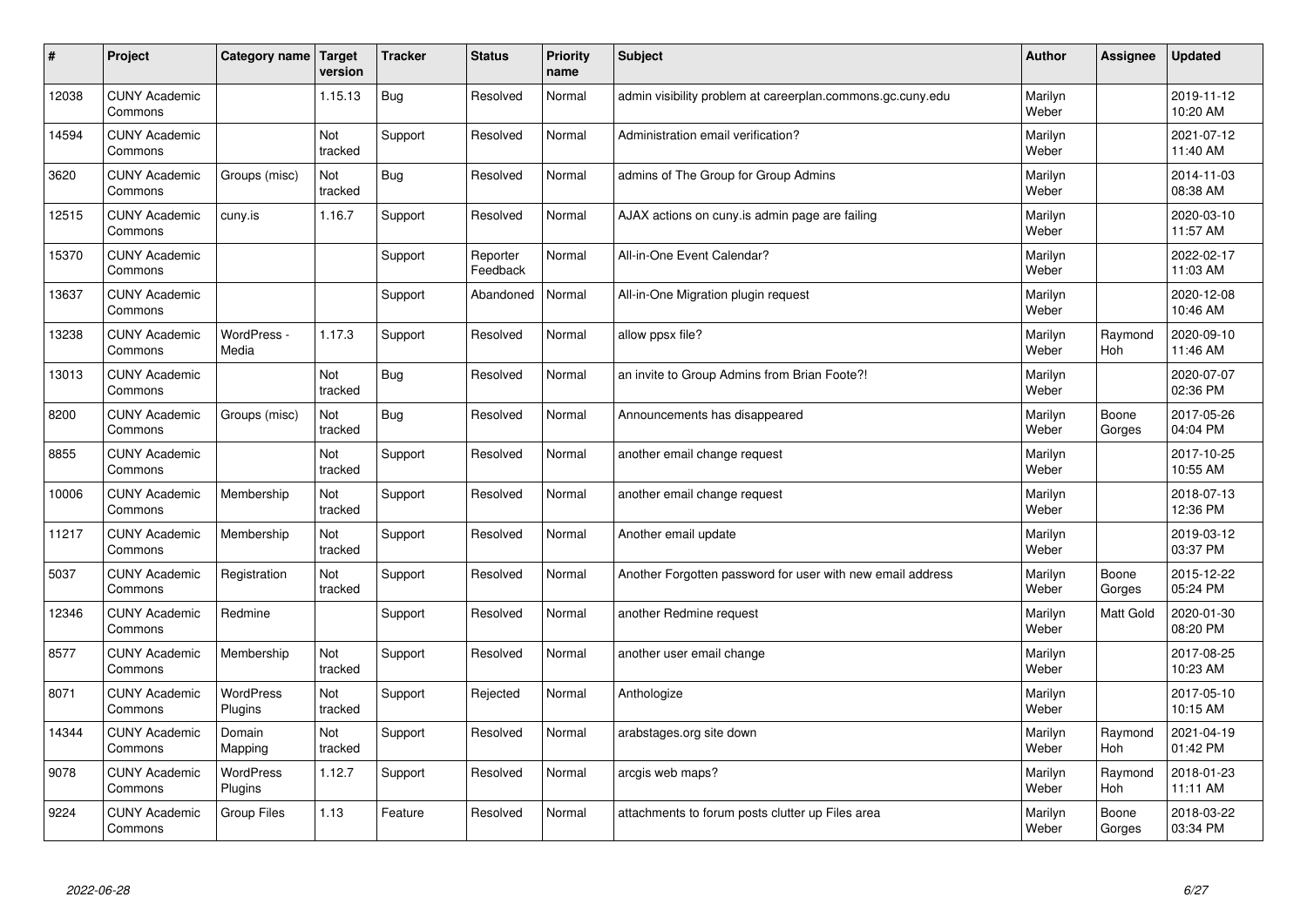| # | Project | Category name | Target version | Tracker | Status | Priority name | Subject | Author | Assignee | Updated |
|---|---|---|---|---|---|---|---|---|---|---|
| 12038 | CUNY Academic Commons | | 1.15.13 | Bug | Resolved | Normal | admin visibility problem at careerplan.commons.gc.cuny.edu | Marilyn Weber | | 2019-11-12 10:20 AM |
| 14594 | CUNY Academic Commons | | Not tracked | Support | Resolved | Normal | Administration email verification? | Marilyn Weber | | 2021-07-12 11:40 AM |
| 3620 | CUNY Academic Commons | Groups (misc) | Not tracked | Bug | Resolved | Normal | admins of The Group for Group Admins | Marilyn Weber | | 2014-11-03 08:38 AM |
| 12515 | CUNY Academic Commons | cuny.is | 1.16.7 | Support | Resolved | Normal | AJAX actions on cuny.is admin page are failing | Marilyn Weber | | 2020-03-10 11:57 AM |
| 15370 | CUNY Academic Commons | | | Support | Reporter Feedback | Normal | All-in-One Event Calendar? | Marilyn Weber | | 2022-02-17 11:03 AM |
| 13637 | CUNY Academic Commons | | | Support | Abandoned | Normal | All-in-One Migration plugin request | Marilyn Weber | | 2020-12-08 10:46 AM |
| 13238 | CUNY Academic Commons | WordPress - Media | 1.17.3 | Support | Resolved | Normal | allow ppsx file? | Marilyn Weber | Raymond Hoh | 2020-09-10 11:46 AM |
| 13013 | CUNY Academic Commons | | Not tracked | Bug | Resolved | Normal | an invite to Group Admins from Brian Foote?! | Marilyn Weber | | 2020-07-07 02:36 PM |
| 8200 | CUNY Academic Commons | Groups (misc) | Not tracked | Bug | Resolved | Normal | Announcements has disappeared | Marilyn Weber | Boone Gorges | 2017-05-26 04:04 PM |
| 8855 | CUNY Academic Commons | | Not tracked | Support | Resolved | Normal | another email change request | Marilyn Weber | | 2017-10-25 10:55 AM |
| 10006 | CUNY Academic Commons | Membership | Not tracked | Support | Resolved | Normal | another email change request | Marilyn Weber | | 2018-07-13 12:36 PM |
| 11217 | CUNY Academic Commons | Membership | Not tracked | Support | Resolved | Normal | Another email update | Marilyn Weber | | 2019-03-12 03:37 PM |
| 5037 | CUNY Academic Commons | Registration | Not tracked | Support | Resolved | Normal | Another Forgotten password for user with new email address | Marilyn Weber | Boone Gorges | 2015-12-22 05:24 PM |
| 12346 | CUNY Academic Commons | Redmine | | Support | Resolved | Normal | another Redmine request | Marilyn Weber | Matt Gold | 2020-01-30 08:20 PM |
| 8577 | CUNY Academic Commons | Membership | Not tracked | Support | Resolved | Normal | another user email change | Marilyn Weber | | 2017-08-25 10:23 AM |
| 8071 | CUNY Academic Commons | WordPress Plugins | Not tracked | Support | Rejected | Normal | Anthologize | Marilyn Weber | | 2017-05-10 10:15 AM |
| 14344 | CUNY Academic Commons | Domain Mapping | Not tracked | Support | Resolved | Normal | arabstages.org site down | Marilyn Weber | Raymond Hoh | 2021-04-19 01:42 PM |
| 9078 | CUNY Academic Commons | WordPress Plugins | 1.12.7 | Support | Resolved | Normal | arcgis web maps? | Marilyn Weber | Raymond Hoh | 2018-01-23 11:11 AM |
| 9224 | CUNY Academic Commons | Group Files | 1.13 | Feature | Resolved | Normal | attachments to forum posts clutter up Files area | Marilyn Weber | Boone Gorges | 2018-03-22 03:34 PM |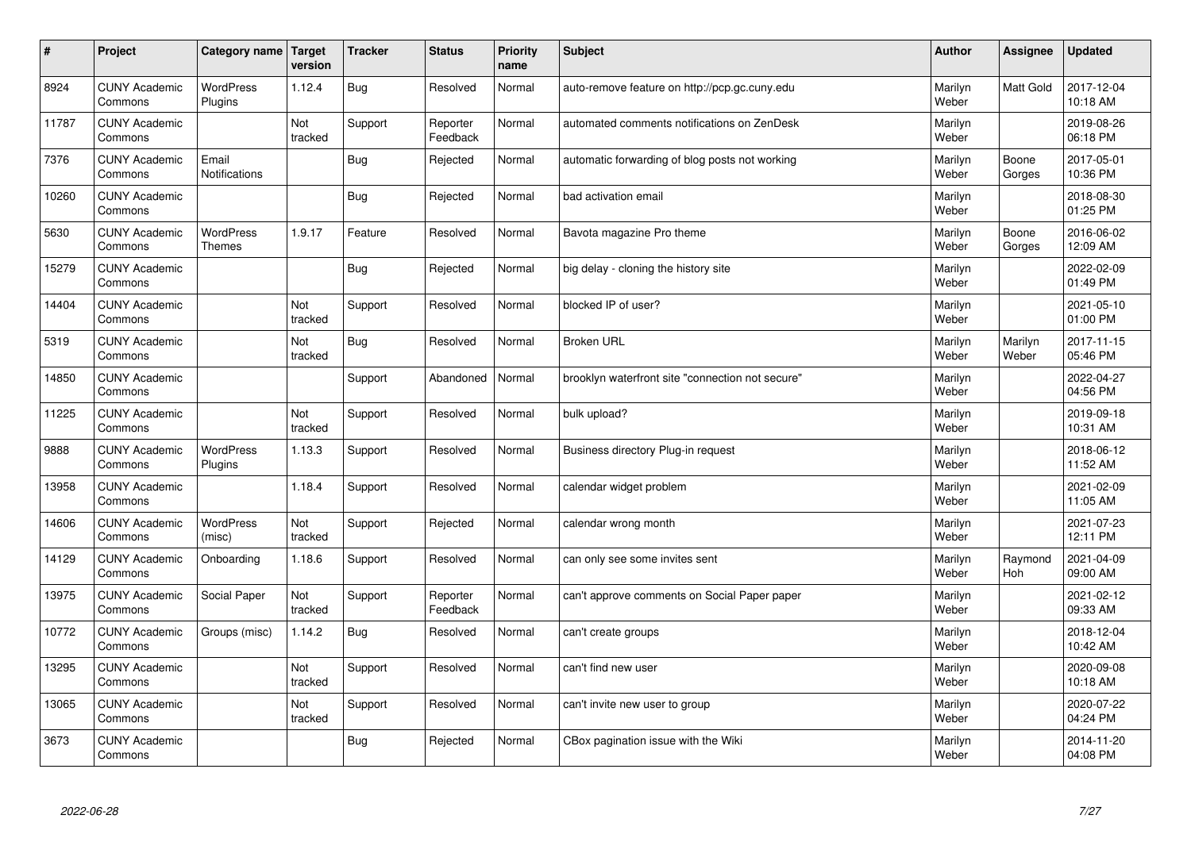| # | Project | Category name | Target version | Tracker | Status | Priority name | Subject | Author | Assignee | Updated |
|---|---|---|---|---|---|---|---|---|---|---|
| 8924 | CUNY Academic Commons | WordPress Plugins | 1.12.4 | Bug | Resolved | Normal | auto-remove feature on http://pcp.gc.cuny.edu | Marilyn Weber | Matt Gold | 2017-12-04 10:18 AM |
| 11787 | CUNY Academic Commons | | Not tracked | Support | Reporter Feedback | Normal | automated comments notifications on ZenDesk | Marilyn Weber | | 2019-08-26 06:18 PM |
| 7376 | CUNY Academic Commons | Email Notifications | | Bug | Rejected | Normal | automatic forwarding of blog posts not working | Marilyn Weber | Boone Gorges | 2017-05-01 10:36 PM |
| 10260 | CUNY Academic Commons | | | Bug | Rejected | Normal | bad activation email | Marilyn Weber | | 2018-08-30 01:25 PM |
| 5630 | CUNY Academic Commons | WordPress Themes | 1.9.17 | Feature | Resolved | Normal | Bavota magazine Pro theme | Marilyn Weber | Boone Gorges | 2016-06-02 12:09 AM |
| 15279 | CUNY Academic Commons | | | Bug | Rejected | Normal | big delay - cloning the history site | Marilyn Weber | | 2022-02-09 01:49 PM |
| 14404 | CUNY Academic Commons | | Not tracked | Support | Resolved | Normal | blocked IP of user? | Marilyn Weber | | 2021-05-10 01:00 PM |
| 5319 | CUNY Academic Commons | | Not tracked | Bug | Resolved | Normal | Broken URL | Marilyn Weber | Marilyn Weber | 2017-11-15 05:46 PM |
| 14850 | CUNY Academic Commons | | | Support | Abandoned | Normal | brooklyn waterfront site "connection not secure" | Marilyn Weber | | 2022-04-27 04:56 PM |
| 11225 | CUNY Academic Commons | | Not tracked | Support | Resolved | Normal | bulk upload? | Marilyn Weber | | 2019-09-18 10:31 AM |
| 9888 | CUNY Academic Commons | WordPress Plugins | 1.13.3 | Support | Resolved | Normal | Business directory Plug-in request | Marilyn Weber | | 2018-06-12 11:52 AM |
| 13958 | CUNY Academic Commons | | 1.18.4 | Support | Resolved | Normal | calendar widget problem | Marilyn Weber | | 2021-02-09 11:05 AM |
| 14606 | CUNY Academic Commons | WordPress (misc) | Not tracked | Support | Rejected | Normal | calendar wrong month | Marilyn Weber | | 2021-07-23 12:11 PM |
| 14129 | CUNY Academic Commons | Onboarding | 1.18.6 | Support | Resolved | Normal | can only see some invites sent | Marilyn Weber | Raymond Hoh | 2021-04-09 09:00 AM |
| 13975 | CUNY Academic Commons | Social Paper | Not tracked | Support | Reporter Feedback | Normal | can't approve comments on Social Paper paper | Marilyn Weber | | 2021-02-12 09:33 AM |
| 10772 | CUNY Academic Commons | Groups (misc) | 1.14.2 | Bug | Resolved | Normal | can't create groups | Marilyn Weber | | 2018-12-04 10:42 AM |
| 13295 | CUNY Academic Commons | | Not tracked | Support | Resolved | Normal | can't find new user | Marilyn Weber | | 2020-09-08 10:18 AM |
| 13065 | CUNY Academic Commons | | Not tracked | Support | Resolved | Normal | can't invite new user to group | Marilyn Weber | | 2020-07-22 04:24 PM |
| 3673 | CUNY Academic Commons | | | Bug | Rejected | Normal | CBox pagination issue with the Wiki | Marilyn Weber | | 2014-11-20 04:08 PM |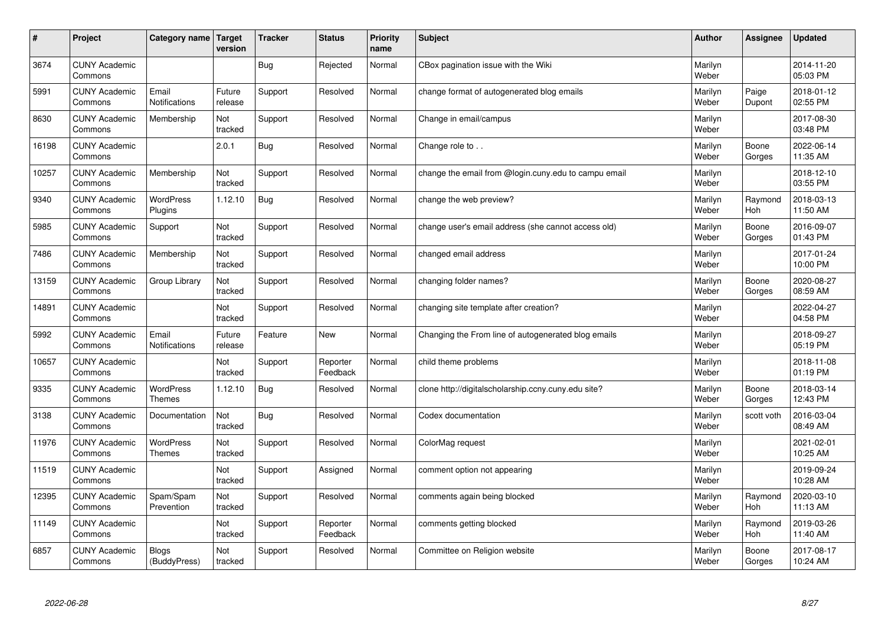| # | Project | Category name | Target version | Tracker | Status | Priority name | Subject | Author | Assignee | Updated |
|---|---|---|---|---|---|---|---|---|---|---|
| 3674 | CUNY Academic Commons | | | Bug | Rejected | Normal | CBox pagination issue with the Wiki | Marilyn Weber | | 2014-11-20 05:03 PM |
| 5991 | CUNY Academic Commons | Email Notifications | Future release | Support | Resolved | Normal | change format of autogenerated blog emails | Marilyn Weber | Paige Dupont | 2018-01-12 02:55 PM |
| 8630 | CUNY Academic Commons | Membership | Not tracked | Support | Resolved | Normal | Change in email/campus | Marilyn Weber | | 2017-08-30 03:48 PM |
| 16198 | CUNY Academic Commons | | 2.0.1 | Bug | Resolved | Normal | Change role to . . | Marilyn Weber | Boone Gorges | 2022-06-14 11:35 AM |
| 10257 | CUNY Academic Commons | Membership | Not tracked | Support | Resolved | Normal | change the email from @login.cuny.edu to campu email | Marilyn Weber | | 2018-12-10 03:55 PM |
| 9340 | CUNY Academic Commons | WordPress Plugins | 1.12.10 | Bug | Resolved | Normal | change the web preview? | Marilyn Weber | Raymond Hoh | 2018-03-13 11:50 AM |
| 5985 | CUNY Academic Commons | Support | Not tracked | Support | Resolved | Normal | change user's email address (she cannot access old) | Marilyn Weber | Boone Gorges | 2016-09-07 01:43 PM |
| 7486 | CUNY Academic Commons | Membership | Not tracked | Support | Resolved | Normal | changed email address | Marilyn Weber | | 2017-01-24 10:00 PM |
| 13159 | CUNY Academic Commons | Group Library | Not tracked | Support | Resolved | Normal | changing folder names? | Marilyn Weber | Boone Gorges | 2020-08-27 08:59 AM |
| 14891 | CUNY Academic Commons | | Not tracked | Support | Resolved | Normal | changing site template after creation? | Marilyn Weber | | 2022-04-27 04:58 PM |
| 5992 | CUNY Academic Commons | Email Notifications | Future release | Feature | New | Normal | Changing the From line of autogenerated blog emails | Marilyn Weber | | 2018-09-27 05:19 PM |
| 10657 | CUNY Academic Commons | | Not tracked | Support | Reporter Feedback | Normal | child theme problems | Marilyn Weber | | 2018-11-08 01:19 PM |
| 9335 | CUNY Academic Commons | WordPress Themes | 1.12.10 | Bug | Resolved | Normal | clone http://digitalscholarship.ccny.cuny.edu site? | Marilyn Weber | Boone Gorges | 2018-03-14 12:43 PM |
| 3138 | CUNY Academic Commons | Documentation | Not tracked | Bug | Resolved | Normal | Codex documentation | Marilyn Weber | scott voth | 2016-03-04 08:49 AM |
| 11976 | CUNY Academic Commons | WordPress Themes | Not tracked | Support | Resolved | Normal | ColorMag request | Marilyn Weber | | 2021-02-01 10:25 AM |
| 11519 | CUNY Academic Commons | | Not tracked | Support | Assigned | Normal | comment option not appearing | Marilyn Weber | | 2019-09-24 10:28 AM |
| 12395 | CUNY Academic Commons | Spam/Spam Prevention | Not tracked | Support | Resolved | Normal | comments again being blocked | Marilyn Weber | Raymond Hoh | 2020-03-10 11:13 AM |
| 11149 | CUNY Academic Commons | | Not tracked | Support | Reporter Feedback | Normal | comments getting blocked | Marilyn Weber | Raymond Hoh | 2019-03-26 11:40 AM |
| 6857 | CUNY Academic Commons | Blogs (BuddyPress) | Not tracked | Support | Resolved | Normal | Committee on Religion website | Marilyn Weber | Boone Gorges | 2017-08-17 10:24 AM |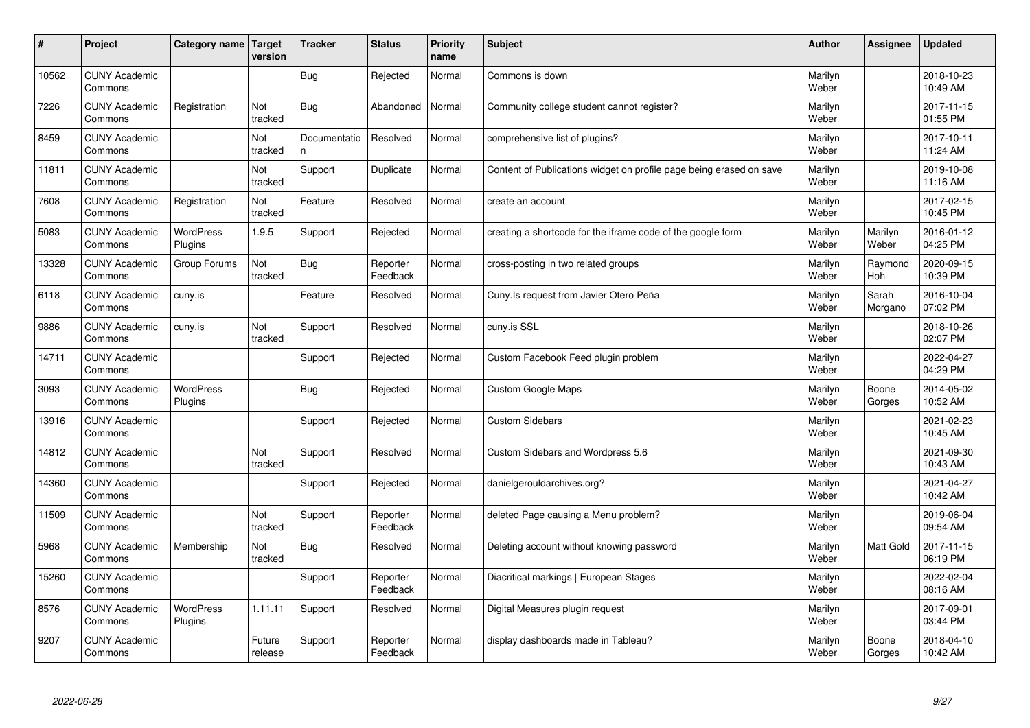| # | Project | Category name | Target version | Tracker | Status | Priority name | Subject | Author | Assignee | Updated |
|---|---|---|---|---|---|---|---|---|---|---|
| 10562 | CUNY Academic Commons | | | Bug | Rejected | Normal | Commons is down | Marilyn Weber | | 2018-10-23 10:49 AM |
| 7226 | CUNY Academic Commons | Registration | Not tracked | Bug | Abandoned | Normal | Community college student cannot register? | Marilyn Weber | | 2017-11-15 01:55 PM |
| 8459 | CUNY Academic Commons | | Not tracked | Documentation | Resolved | Normal | comprehensive list of plugins? | Marilyn Weber | | 2017-10-11 11:24 AM |
| 11811 | CUNY Academic Commons | | Not tracked | Support | Duplicate | Normal | Content of Publications widget on profile page being erased on save | Marilyn Weber | | 2019-10-08 11:16 AM |
| 7608 | CUNY Academic Commons | Registration | Not tracked | Feature | Resolved | Normal | create an account | Marilyn Weber | | 2017-02-15 10:45 PM |
| 5083 | CUNY Academic Commons | WordPress Plugins | 1.9.5 | Support | Rejected | Normal | creating a shortcode for the iframe code of the google form | Marilyn Weber | Marilyn Weber | 2016-01-12 04:25 PM |
| 13328 | CUNY Academic Commons | Group Forums | Not tracked | Bug | Reporter Feedback | Normal | cross-posting in two related groups | Marilyn Weber | Raymond Hoh | 2020-09-15 10:39 PM |
| 6118 | CUNY Academic Commons | cuny.is | | Feature | Resolved | Normal | Cuny.Is request from Javier Otero Peña | Marilyn Weber | Sarah Morgano | 2016-10-04 07:02 PM |
| 9886 | CUNY Academic Commons | cuny.is | Not tracked | Support | Resolved | Normal | cuny.is SSL | Marilyn Weber | | 2018-10-26 02:07 PM |
| 14711 | CUNY Academic Commons | | | Support | Rejected | Normal | Custom Facebook Feed plugin problem | Marilyn Weber | | 2022-04-27 04:29 PM |
| 3093 | CUNY Academic Commons | WordPress Plugins | | Bug | Rejected | Normal | Custom Google Maps | Marilyn Weber | Boone Gorges | 2014-05-02 10:52 AM |
| 13916 | CUNY Academic Commons | | | Support | Rejected | Normal | Custom Sidebars | Marilyn Weber | | 2021-02-23 10:45 AM |
| 14812 | CUNY Academic Commons | | Not tracked | Support | Resolved | Normal | Custom Sidebars and Wordpress 5.6 | Marilyn Weber | | 2021-09-30 10:43 AM |
| 14360 | CUNY Academic Commons | | | Support | Rejected | Normal | danielgerouldarchives.org? | Marilyn Weber | | 2021-04-27 10:42 AM |
| 11509 | CUNY Academic Commons | | Not tracked | Support | Reporter Feedback | Normal | deleted Page causing a Menu problem? | Marilyn Weber | | 2019-06-04 09:54 AM |
| 5968 | CUNY Academic Commons | Membership | Not tracked | Bug | Resolved | Normal | Deleting account without knowing password | Marilyn Weber | Matt Gold | 2017-11-15 06:19 PM |
| 15260 | CUNY Academic Commons | | | Support | Reporter Feedback | Normal | Diacritical markings \| European Stages | Marilyn Weber | | 2022-02-04 08:16 AM |
| 8576 | CUNY Academic Commons | WordPress Plugins | 1.11.11 | Support | Resolved | Normal | Digital Measures plugin request | Marilyn Weber | | 2017-09-01 03:44 PM |
| 9207 | CUNY Academic Commons | | Future release | Support | Reporter Feedback | Normal | display dashboards made in Tableau? | Marilyn Weber | Boone Gorges | 2018-04-10 10:42 AM |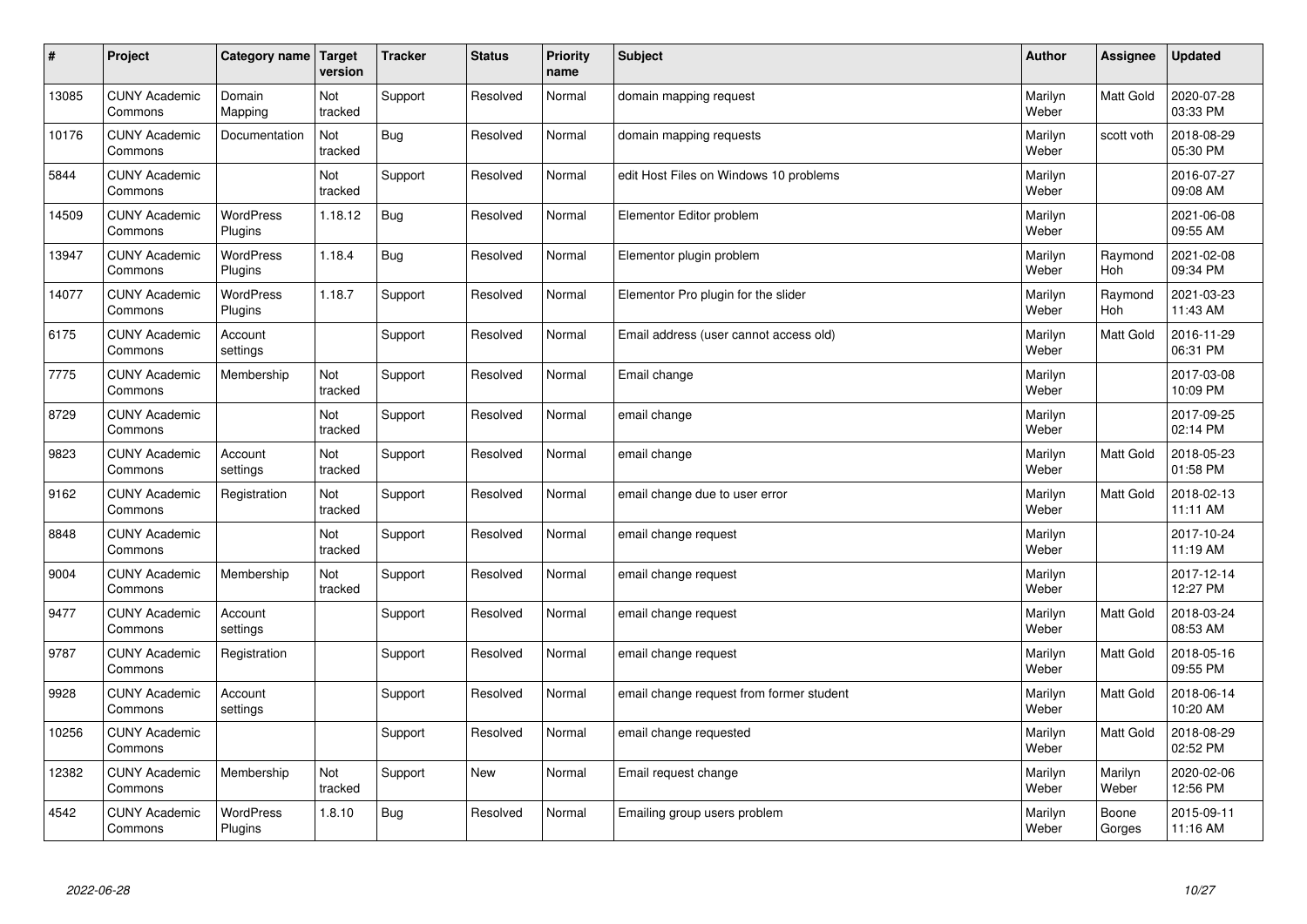| # | Project | Category name | Target version | Tracker | Status | Priority name | Subject | Author | Assignee | Updated |
|---|---|---|---|---|---|---|---|---|---|---|
| 13085 | CUNY Academic Commons | Domain Mapping | Not tracked | Support | Resolved | Normal | domain mapping request | Marilyn Weber | Matt Gold | 2020-07-28 03:33 PM |
| 10176 | CUNY Academic Commons | Documentation | Not tracked | Bug | Resolved | Normal | domain mapping requests | Marilyn Weber | scott voth | 2018-08-29 05:30 PM |
| 5844 | CUNY Academic Commons | | Not tracked | Support | Resolved | Normal | edit Host Files on Windows 10 problems | Marilyn Weber | | 2016-07-27 09:08 AM |
| 14509 | CUNY Academic Commons | WordPress Plugins | 1.18.12 | Bug | Resolved | Normal | Elementor Editor problem | Marilyn Weber | | 2021-06-08 09:55 AM |
| 13947 | CUNY Academic Commons | WordPress Plugins | 1.18.4 | Bug | Resolved | Normal | Elementor plugin problem | Marilyn Weber | Raymond Hoh | 2021-02-08 09:34 PM |
| 14077 | CUNY Academic Commons | WordPress Plugins | 1.18.7 | Support | Resolved | Normal | Elementor Pro plugin for the slider | Marilyn Weber | Raymond Hoh | 2021-03-23 11:43 AM |
| 6175 | CUNY Academic Commons | Account settings | | Support | Resolved | Normal | Email address (user cannot access old) | Marilyn Weber | Matt Gold | 2016-11-29 06:31 PM |
| 7775 | CUNY Academic Commons | Membership | Not tracked | Support | Resolved | Normal | Email change | Marilyn Weber | | 2017-03-08 10:09 PM |
| 8729 | CUNY Academic Commons | | Not tracked | Support | Resolved | Normal | email change | Marilyn Weber | | 2017-09-25 02:14 PM |
| 9823 | CUNY Academic Commons | Account settings | Not tracked | Support | Resolved | Normal | email change | Marilyn Weber | Matt Gold | 2018-05-23 01:58 PM |
| 9162 | CUNY Academic Commons | Registration | Not tracked | Support | Resolved | Normal | email change due to user error | Marilyn Weber | Matt Gold | 2018-02-13 11:11 AM |
| 8848 | CUNY Academic Commons | | Not tracked | Support | Resolved | Normal | email change request | Marilyn Weber | | 2017-10-24 11:19 AM |
| 9004 | CUNY Academic Commons | Membership | Not tracked | Support | Resolved | Normal | email change request | Marilyn Weber | | 2017-12-14 12:27 PM |
| 9477 | CUNY Academic Commons | Account settings | | Support | Resolved | Normal | email change request | Marilyn Weber | Matt Gold | 2018-03-24 08:53 AM |
| 9787 | CUNY Academic Commons | Registration | | Support | Resolved | Normal | email change request | Marilyn Weber | Matt Gold | 2018-05-16 09:55 PM |
| 9928 | CUNY Academic Commons | Account settings | | Support | Resolved | Normal | email change request from former student | Marilyn Weber | Matt Gold | 2018-06-14 10:20 AM |
| 10256 | CUNY Academic Commons | | | Support | Resolved | Normal | email change requested | Marilyn Weber | Matt Gold | 2018-08-29 02:52 PM |
| 12382 | CUNY Academic Commons | Membership | Not tracked | Support | New | Normal | Email request change | Marilyn Weber | Marilyn Weber | 2020-02-06 12:56 PM |
| 4542 | CUNY Academic Commons | WordPress Plugins | 1.8.10 | Bug | Resolved | Normal | Emailing group users problem | Marilyn Weber | Boone Gorges | 2015-09-11 11:16 AM |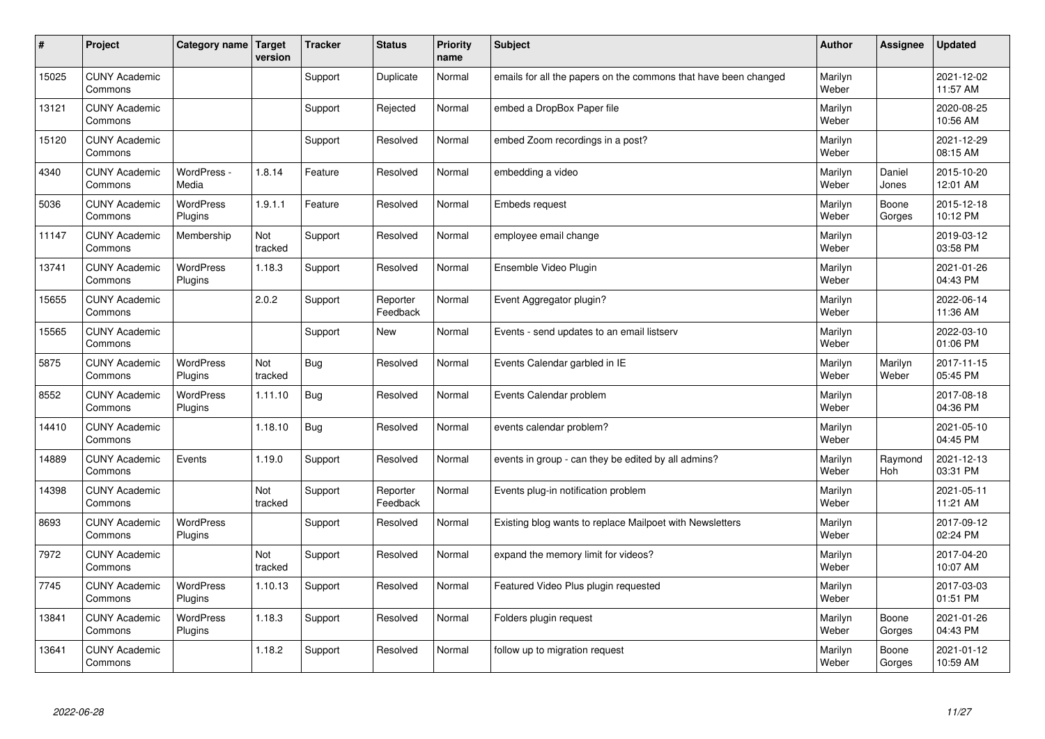| # | Project | Category name | Target version | Tracker | Status | Priority name | Subject | Author | Assignee | Updated |
|---|---|---|---|---|---|---|---|---|---|---|
| 15025 | CUNY Academic Commons | | | Support | Duplicate | Normal | emails for all the papers on the commons that have been changed | Marilyn Weber | | 2021-12-02 11:57 AM |
| 13121 | CUNY Academic Commons | | | Support | Rejected | Normal | embed a DropBox Paper file | Marilyn Weber | | 2020-08-25 10:56 AM |
| 15120 | CUNY Academic Commons | | | Support | Resolved | Normal | embed Zoom recordings in a post? | Marilyn Weber | | 2021-12-29 08:15 AM |
| 4340 | CUNY Academic Commons | WordPress - Media | 1.8.14 | Feature | Resolved | Normal | embedding a video | Marilyn Weber | Daniel Jones | 2015-10-20 12:01 AM |
| 5036 | CUNY Academic Commons | WordPress Plugins | 1.9.1.1 | Feature | Resolved | Normal | Embeds request | Marilyn Weber | Boone Gorges | 2015-12-18 10:12 PM |
| 11147 | CUNY Academic Commons | Membership | Not tracked | Support | Resolved | Normal | employee email change | Marilyn Weber | | 2019-03-12 03:58 PM |
| 13741 | CUNY Academic Commons | WordPress Plugins | 1.18.3 | Support | Resolved | Normal | Ensemble Video Plugin | Marilyn Weber | | 2021-01-26 04:43 PM |
| 15655 | CUNY Academic Commons | | 2.0.2 | Support | Reporter Feedback | Normal | Event Aggregator plugin? | Marilyn Weber | | 2022-06-14 11:36 AM |
| 15565 | CUNY Academic Commons | | | Support | New | Normal | Events - send updates to an email listserv | Marilyn Weber | | 2022-03-10 01:06 PM |
| 5875 | CUNY Academic Commons | WordPress Plugins | Not tracked | Bug | Resolved | Normal | Events Calendar garbled in IE | Marilyn Weber | Marilyn Weber | 2017-11-15 05:45 PM |
| 8552 | CUNY Academic Commons | WordPress Plugins | 1.11.10 | Bug | Resolved | Normal | Events Calendar problem | Marilyn Weber | | 2017-08-18 04:36 PM |
| 14410 | CUNY Academic Commons | | 1.18.10 | Bug | Resolved | Normal | events calendar problem? | Marilyn Weber | | 2021-05-10 04:45 PM |
| 14889 | CUNY Academic Commons | Events | 1.19.0 | Support | Resolved | Normal | events in group - can they be edited by all admins? | Marilyn Weber | Raymond Hoh | 2021-12-13 03:31 PM |
| 14398 | CUNY Academic Commons | | Not tracked | Support | Reporter Feedback | Normal | Events plug-in notification problem | Marilyn Weber | | 2021-05-11 11:21 AM |
| 8693 | CUNY Academic Commons | WordPress Plugins | | Support | Resolved | Normal | Existing blog wants to replace Mailpoet with Newsletters | Marilyn Weber | | 2017-09-12 02:24 PM |
| 7972 | CUNY Academic Commons | | Not tracked | Support | Resolved | Normal | expand the memory limit for videos? | Marilyn Weber | | 2017-04-20 10:07 AM |
| 7745 | CUNY Academic Commons | WordPress Plugins | 1.10.13 | Support | Resolved | Normal | Featured Video Plus plugin requested | Marilyn Weber | | 2017-03-03 01:51 PM |
| 13841 | CUNY Academic Commons | WordPress Plugins | 1.18.3 | Support | Resolved | Normal | Folders plugin request | Marilyn Weber | Boone Gorges | 2021-01-26 04:43 PM |
| 13641 | CUNY Academic Commons | | 1.18.2 | Support | Resolved | Normal | follow up to migration request | Marilyn Weber | Boone Gorges | 2021-01-12 10:59 AM |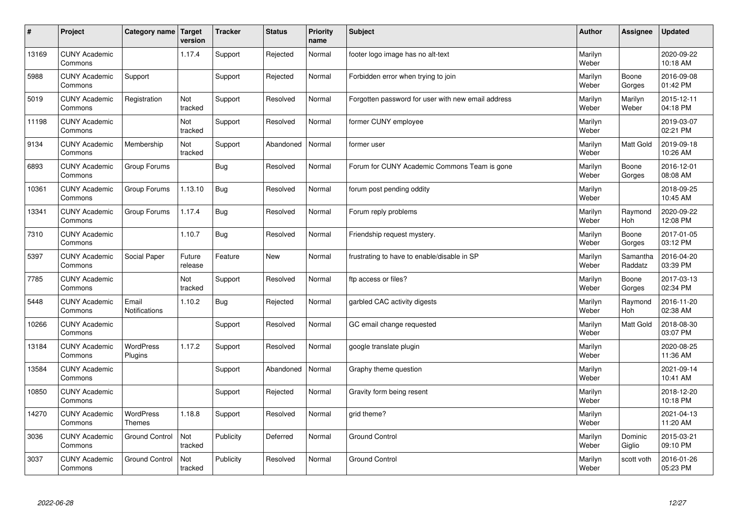| # | Project | Category name | Target version | Tracker | Status | Priority name | Subject | Author | Assignee | Updated |
|---|---|---|---|---|---|---|---|---|---|---|
| 13169 | CUNY Academic Commons | | 1.17.4 | Support | Rejected | Normal | footer logo image has no alt-text | Marilyn Weber | | 2020-09-22 10:18 AM |
| 5988 | CUNY Academic Commons | Support | | Support | Rejected | Normal | Forbidden error when trying to join | Marilyn Weber | Boone Gorges | 2016-09-08 01:42 PM |
| 5019 | CUNY Academic Commons | Registration | Not tracked | Support | Resolved | Normal | Forgotten password for user with new email address | Marilyn Weber | Marilyn Weber | 2015-12-11 04:18 PM |
| 11198 | CUNY Academic Commons | | Not tracked | Support | Resolved | Normal | former CUNY employee | Marilyn Weber | | 2019-03-07 02:21 PM |
| 9134 | CUNY Academic Commons | Membership | Not tracked | Support | Abandoned | Normal | former user | Marilyn Weber | Matt Gold | 2019-09-18 10:26 AM |
| 6893 | CUNY Academic Commons | Group Forums | | Bug | Resolved | Normal | Forum for CUNY Academic Commons Team is gone | Marilyn Weber | Boone Gorges | 2016-12-01 08:08 AM |
| 10361 | CUNY Academic Commons | Group Forums | 1.13.10 | Bug | Resolved | Normal | forum post pending oddity | Marilyn Weber | | 2018-09-25 10:45 AM |
| 13341 | CUNY Academic Commons | Group Forums | 1.17.4 | Bug | Resolved | Normal | Forum reply problems | Marilyn Weber | Raymond Hoh | 2020-09-22 12:08 PM |
| 7310 | CUNY Academic Commons | | 1.10.7 | Bug | Resolved | Normal | Friendship request mystery. | Marilyn Weber | Boone Gorges | 2017-01-05 03:12 PM |
| 5397 | CUNY Academic Commons | Social Paper | Future release | Feature | New | Normal | frustrating to have to enable/disable in SP | Marilyn Weber | Samantha Raddatz | 2016-04-20 03:39 PM |
| 7785 | CUNY Academic Commons | | Not tracked | Support | Resolved | Normal | ftp access or files? | Marilyn Weber | Boone Gorges | 2017-03-13 02:34 PM |
| 5448 | CUNY Academic Commons | Email Notifications | 1.10.2 | Bug | Rejected | Normal | garbled CAC activity digests | Marilyn Weber | Raymond Hoh | 2016-11-20 02:38 AM |
| 10266 | CUNY Academic Commons | | | Support | Resolved | Normal | GC email change requested | Marilyn Weber | Matt Gold | 2018-08-30 03:07 PM |
| 13184 | CUNY Academic Commons | WordPress Plugins | 1.17.2 | Support | Resolved | Normal | google translate plugin | Marilyn Weber | | 2020-08-25 11:36 AM |
| 13584 | CUNY Academic Commons | | | Support | Abandoned | Normal | Graphy theme question | Marilyn Weber | | 2021-09-14 10:41 AM |
| 10850 | CUNY Academic Commons | | | Support | Rejected | Normal | Gravity form being resent | Marilyn Weber | | 2018-12-20 10:18 PM |
| 14270 | CUNY Academic Commons | WordPress Themes | 1.18.8 | Support | Resolved | Normal | grid theme? | Marilyn Weber | | 2021-04-13 11:20 AM |
| 3036 | CUNY Academic Commons | Ground Control | Not tracked | Publicity | Deferred | Normal | Ground Control | Marilyn Weber | Dominic Giglio | 2015-03-21 09:10 PM |
| 3037 | CUNY Academic Commons | Ground Control | Not tracked | Publicity | Resolved | Normal | Ground Control | Marilyn Weber | scott voth | 2016-01-26 05:23 PM |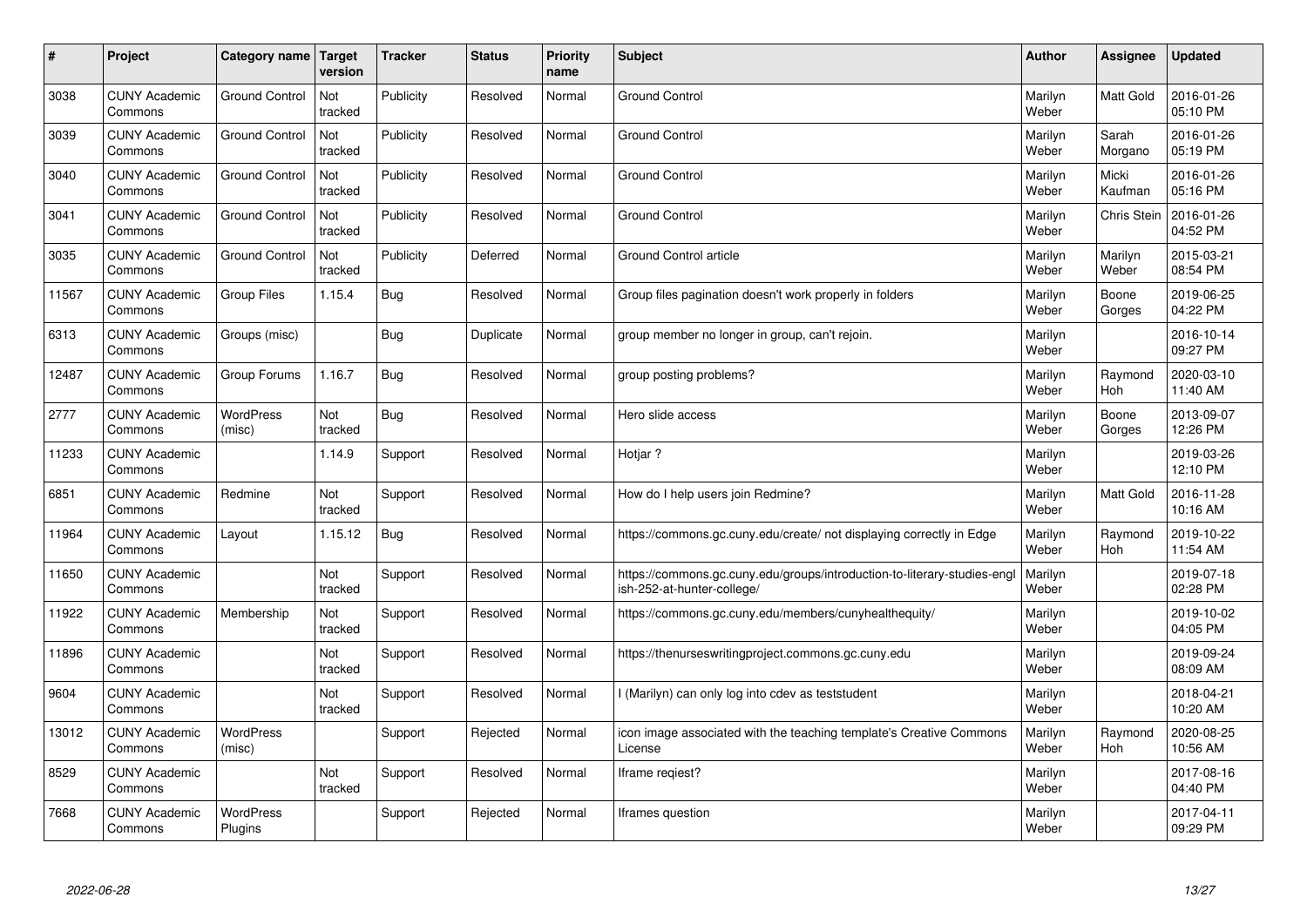| # | Project | Category name | Target version | Tracker | Status | Priority name | Subject | Author | Assignee | Updated |
|---|---|---|---|---|---|---|---|---|---|---|
| 3038 | CUNY Academic Commons | Ground Control | Not tracked | Publicity | Resolved | Normal | Ground Control | Marilyn Weber | Matt Gold | 2016-01-26 05:10 PM |
| 3039 | CUNY Academic Commons | Ground Control | Not tracked | Publicity | Resolved | Normal | Ground Control | Marilyn Weber | Sarah Morgano | 2016-01-26 05:19 PM |
| 3040 | CUNY Academic Commons | Ground Control | Not tracked | Publicity | Resolved | Normal | Ground Control | Marilyn Weber | Micki Kaufman | 2016-01-26 05:16 PM |
| 3041 | CUNY Academic Commons | Ground Control | Not tracked | Publicity | Resolved | Normal | Ground Control | Marilyn Weber | Chris Stein | 2016-01-26 04:52 PM |
| 3035 | CUNY Academic Commons | Ground Control | Not tracked | Publicity | Deferred | Normal | Ground Control article | Marilyn Weber | Marilyn Weber | 2015-03-21 08:54 PM |
| 11567 | CUNY Academic Commons | Group Files | 1.15.4 | Bug | Resolved | Normal | Group files pagination doesn't work properly in folders | Marilyn Weber | Boone Gorges | 2019-06-25 04:22 PM |
| 6313 | CUNY Academic Commons | Groups (misc) | | Bug | Duplicate | Normal | group member no longer in group, can't rejoin. | Marilyn Weber | | 2016-10-14 09:27 PM |
| 12487 | CUNY Academic Commons | Group Forums | 1.16.7 | Bug | Resolved | Normal | group posting problems? | Marilyn Weber | Raymond Hoh | 2020-03-10 11:40 AM |
| 2777 | CUNY Academic Commons | WordPress (misc) | Not tracked | Bug | Resolved | Normal | Hero slide access | Marilyn Weber | Boone Gorges | 2013-09-07 12:26 PM |
| 11233 | CUNY Academic Commons | | 1.14.9 | Support | Resolved | Normal | Hotjar ? | Marilyn Weber | | 2019-03-26 12:10 PM |
| 6851 | CUNY Academic Commons | Redmine | Not tracked | Support | Resolved | Normal | How do I help users join Redmine? | Marilyn Weber | Matt Gold | 2016-11-28 10:16 AM |
| 11964 | CUNY Academic Commons | Layout | 1.15.12 | Bug | Resolved | Normal | https://commons.gc.cuny.edu/create/ not displaying correctly in Edge | Marilyn Weber | Raymond Hoh | 2019-10-22 11:54 AM |
| 11650 | CUNY Academic Commons | | Not tracked | Support | Resolved | Normal | https://commons.gc.cuny.edu/groups/introduction-to-literary-studies-english-252-at-hunter-college/ | Marilyn Weber | | 2019-07-18 02:28 PM |
| 11922 | CUNY Academic Commons | Membership | Not tracked | Support | Resolved | Normal | https://commons.gc.cuny.edu/members/cunyhealthequity/ | Marilyn Weber | | 2019-10-02 04:05 PM |
| 11896 | CUNY Academic Commons | | Not tracked | Support | Resolved | Normal | https://thenurseswritingproject.commons.gc.cuny.edu | Marilyn Weber | | 2019-09-24 08:09 AM |
| 9604 | CUNY Academic Commons | | Not tracked | Support | Resolved | Normal | I (Marilyn) can only log into cdev as teststudent | Marilyn Weber | | 2018-04-21 10:20 AM |
| 13012 | CUNY Academic Commons | WordPress (misc) | | Support | Rejected | Normal | icon image associated with the teaching template's Creative Commons License | Marilyn Weber | Raymond Hoh | 2020-08-25 10:56 AM |
| 8529 | CUNY Academic Commons | | Not tracked | Support | Resolved | Normal | Iframe reqiest? | Marilyn Weber | | 2017-08-16 04:40 PM |
| 7668 | CUNY Academic Commons | WordPress Plugins | | Support | Rejected | Normal | Iframes question | Marilyn Weber | | 2017-04-11 09:29 PM |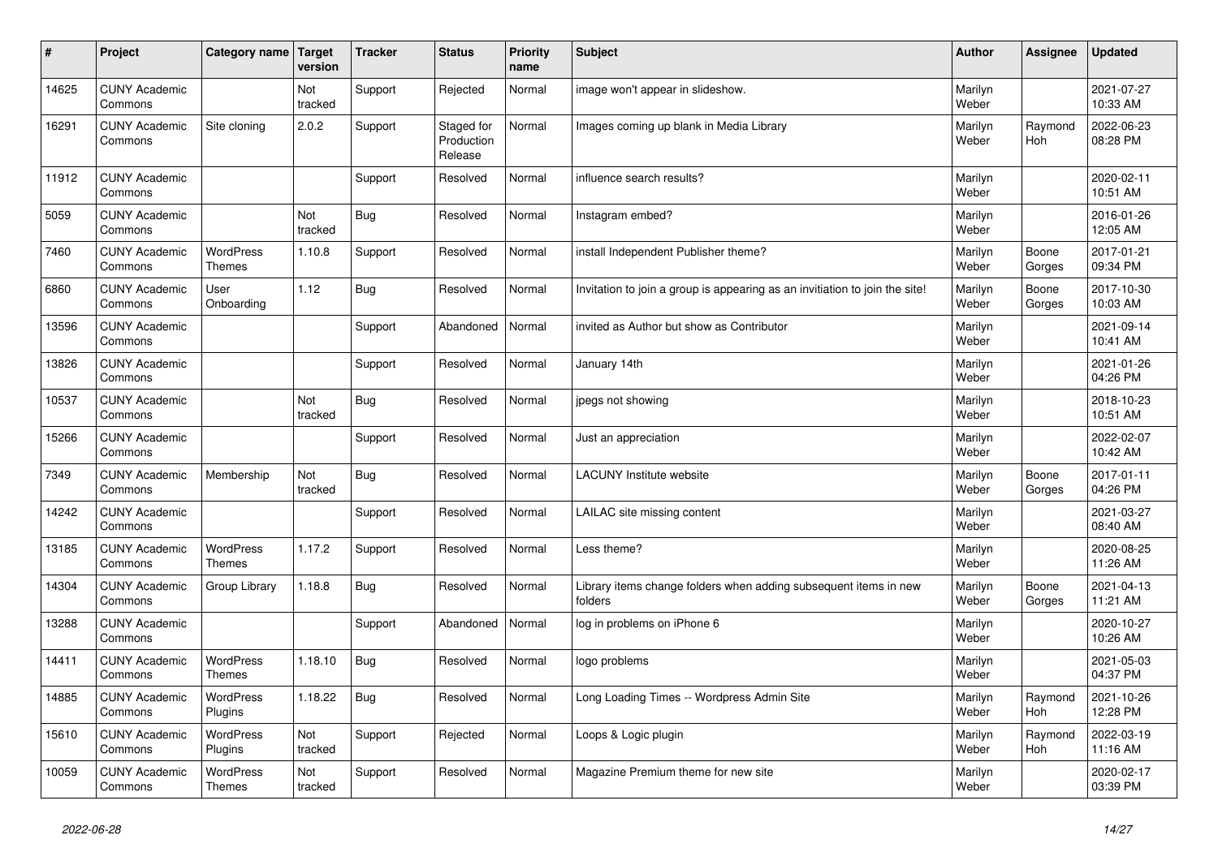| # | Project | Category name | Target version | Tracker | Status | Priority name | Subject | Author | Assignee | Updated |
|---|---|---|---|---|---|---|---|---|---|---|
| 14625 | CUNY Academic Commons | | Not tracked | Support | Rejected | Normal | image won't appear in slideshow. | Marilyn Weber | | 2021-07-27 10:33 AM |
| 16291 | CUNY Academic Commons | Site cloning | 2.0.2 | Support | Staged for Production Release | Normal | Images coming up blank in Media Library | Marilyn Weber | Raymond Hoh | 2022-06-23 08:28 PM |
| 11912 | CUNY Academic Commons | | | Support | Resolved | Normal | influence search results? | Marilyn Weber | | 2020-02-11 10:51 AM |
| 5059 | CUNY Academic Commons | | Not tracked | Bug | Resolved | Normal | Instagram embed? | Marilyn Weber | | 2016-01-26 12:05 AM |
| 7460 | CUNY Academic Commons | WordPress Themes | 1.10.8 | Support | Resolved | Normal | install Independent Publisher theme? | Marilyn Weber | Boone Gorges | 2017-01-21 09:34 PM |
| 6860 | CUNY Academic Commons | User Onboarding | 1.12 | Bug | Resolved | Normal | Invitation to join a group is appearing as an invitiation to join the site! | Marilyn Weber | Boone Gorges | 2017-10-30 10:03 AM |
| 13596 | CUNY Academic Commons | | | Support | Abandoned | Normal | invited as Author but show as Contributor | Marilyn Weber | | 2021-09-14 10:41 AM |
| 13826 | CUNY Academic Commons | | | Support | Resolved | Normal | January 14th | Marilyn Weber | | 2021-01-26 04:26 PM |
| 10537 | CUNY Academic Commons | | Not tracked | Bug | Resolved | Normal | jpegs not showing | Marilyn Weber | | 2018-10-23 10:51 AM |
| 15266 | CUNY Academic Commons | | | Support | Resolved | Normal | Just an appreciation | Marilyn Weber | | 2022-02-07 10:42 AM |
| 7349 | CUNY Academic Commons | Membership | Not tracked | Bug | Resolved | Normal | LACUNY Institute website | Marilyn Weber | Boone Gorges | 2017-01-11 04:26 PM |
| 14242 | CUNY Academic Commons | | | Support | Resolved | Normal | LAILAC site missing content | Marilyn Weber | | 2021-03-27 08:40 AM |
| 13185 | CUNY Academic Commons | WordPress Themes | 1.17.2 | Support | Resolved | Normal | Less theme? | Marilyn Weber | | 2020-08-25 11:26 AM |
| 14304 | CUNY Academic Commons | Group Library | 1.18.8 | Bug | Resolved | Normal | Library items change folders when adding subsequent items in new folders | Marilyn Weber | Boone Gorges | 2021-04-13 11:21 AM |
| 13288 | CUNY Academic Commons | | | Support | Abandoned | Normal | log in problems on iPhone 6 | Marilyn Weber | | 2020-10-27 10:26 AM |
| 14411 | CUNY Academic Commons | WordPress Themes | 1.18.10 | Bug | Resolved | Normal | logo problems | Marilyn Weber | | 2021-05-03 04:37 PM |
| 14885 | CUNY Academic Commons | WordPress Plugins | 1.18.22 | Bug | Resolved | Normal | Long Loading Times -- Wordpress Admin Site | Marilyn Weber | Raymond Hoh | 2021-10-26 12:28 PM |
| 15610 | CUNY Academic Commons | WordPress Plugins | Not tracked | Support | Rejected | Normal | Loops & Logic plugin | Marilyn Weber | Raymond Hoh | 2022-03-19 11:16 AM |
| 10059 | CUNY Academic Commons | WordPress Themes | Not tracked | Support | Resolved | Normal | Magazine Premium theme for new site | Marilyn Weber | | 2020-02-17 03:39 PM |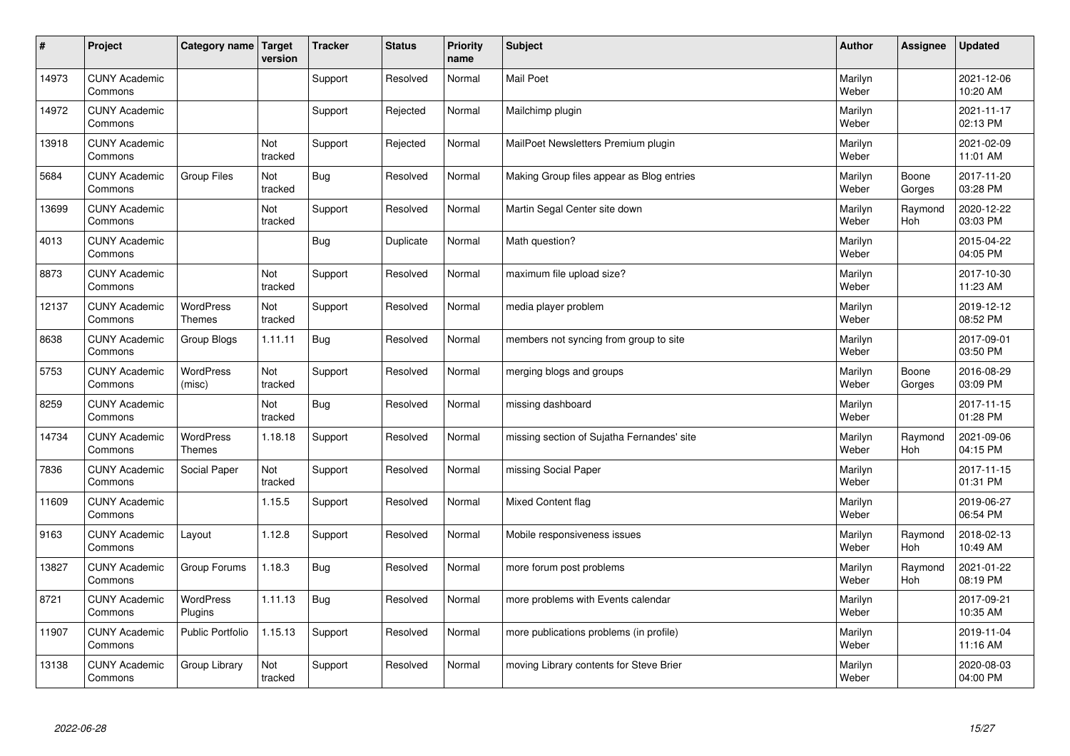| # | Project | Category name | Target version | Tracker | Status | Priority name | Subject | Author | Assignee | Updated |
|---|---|---|---|---|---|---|---|---|---|---|
| 14973 | CUNY Academic Commons | | | Support | Resolved | Normal | Mail Poet | Marilyn Weber | | 2021-12-06 10:20 AM |
| 14972 | CUNY Academic Commons | | | Support | Rejected | Normal | Mailchimp plugin | Marilyn Weber | | 2021-11-17 02:13 PM |
| 13918 | CUNY Academic Commons | | Not tracked | Support | Rejected | Normal | MailPoet Newsletters Premium plugin | Marilyn Weber | | 2021-02-09 11:01 AM |
| 5684 | CUNY Academic Commons | Group Files | Not tracked | Bug | Resolved | Normal | Making Group files appear as Blog entries | Marilyn Weber | Boone Gorges | 2017-11-20 03:28 PM |
| 13699 | CUNY Academic Commons | | Not tracked | Support | Resolved | Normal | Martin Segal Center site down | Marilyn Weber | Raymond Hoh | 2020-12-22 03:03 PM |
| 4013 | CUNY Academic Commons | | | Bug | Duplicate | Normal | Math question? | Marilyn Weber | | 2015-04-22 04:05 PM |
| 8873 | CUNY Academic Commons | | Not tracked | Support | Resolved | Normal | maximum file upload size? | Marilyn Weber | | 2017-10-30 11:23 AM |
| 12137 | CUNY Academic Commons | WordPress Themes | Not tracked | Support | Resolved | Normal | media player problem | Marilyn Weber | | 2019-12-12 08:52 PM |
| 8638 | CUNY Academic Commons | Group Blogs | 1.11.11 | Bug | Resolved | Normal | members not syncing from group to site | Marilyn Weber | | 2017-09-01 03:50 PM |
| 5753 | CUNY Academic Commons | WordPress (misc) | Not tracked | Support | Resolved | Normal | merging blogs and groups | Marilyn Weber | Boone Gorges | 2016-08-29 03:09 PM |
| 8259 | CUNY Academic Commons | | Not tracked | Bug | Resolved | Normal | missing dashboard | Marilyn Weber | | 2017-11-15 01:28 PM |
| 14734 | CUNY Academic Commons | WordPress Themes | 1.18.18 | Support | Resolved | Normal | missing section of Sujatha Fernandes' site | Marilyn Weber | Raymond Hoh | 2021-09-06 04:15 PM |
| 7836 | CUNY Academic Commons | Social Paper | Not tracked | Support | Resolved | Normal | missing Social Paper | Marilyn Weber | | 2017-11-15 01:31 PM |
| 11609 | CUNY Academic Commons | | 1.15.5 | Support | Resolved | Normal | Mixed Content flag | Marilyn Weber | | 2019-06-27 06:54 PM |
| 9163 | CUNY Academic Commons | Layout | 1.12.8 | Support | Resolved | Normal | Mobile responsiveness issues | Marilyn Weber | Raymond Hoh | 2018-02-13 10:49 AM |
| 13827 | CUNY Academic Commons | Group Forums | 1.18.3 | Bug | Resolved | Normal | more forum post problems | Marilyn Weber | Raymond Hoh | 2021-01-22 08:19 PM |
| 8721 | CUNY Academic Commons | WordPress Plugins | 1.11.13 | Bug | Resolved | Normal | more problems with Events calendar | Marilyn Weber | | 2017-09-21 10:35 AM |
| 11907 | CUNY Academic Commons | Public Portfolio | 1.15.13 | Support | Resolved | Normal | more publications problems (in profile) | Marilyn Weber | | 2019-11-04 11:16 AM |
| 13138 | CUNY Academic Commons | Group Library | Not tracked | Support | Resolved | Normal | moving Library contents for Steve Brier | Marilyn Weber | | 2020-08-03 04:00 PM |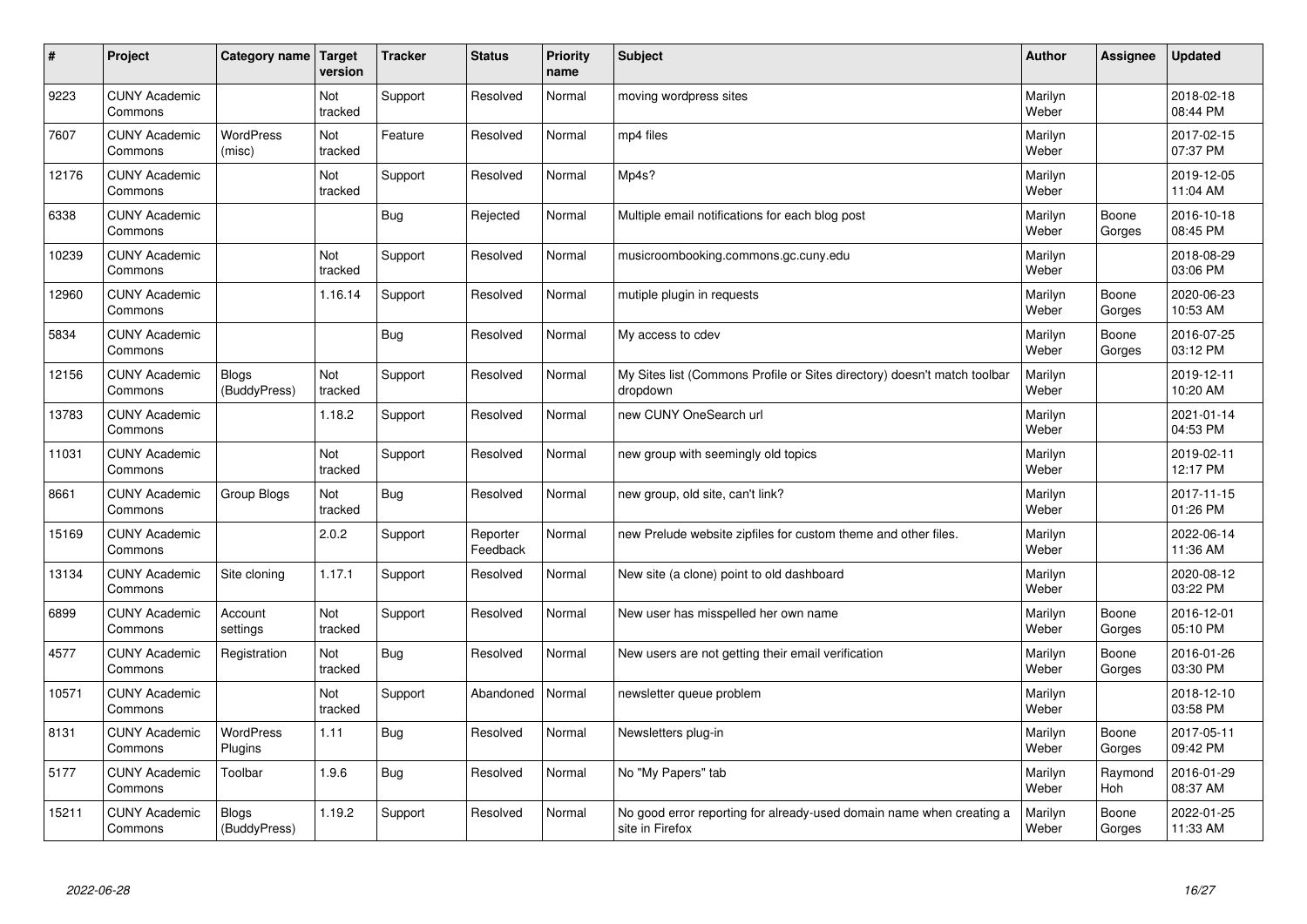| # | Project | Category name | Target version | Tracker | Status | Priority name | Subject | Author | Assignee | Updated |
|---|---|---|---|---|---|---|---|---|---|---|
| 9223 | CUNY Academic Commons | | Not tracked | Support | Resolved | Normal | moving wordpress sites | Marilyn Weber | | 2018-02-18 08:44 PM |
| 7607 | CUNY Academic Commons | WordPress (misc) | Not tracked | Feature | Resolved | Normal | mp4 files | Marilyn Weber | | 2017-02-15 07:37 PM |
| 12176 | CUNY Academic Commons | | Not tracked | Support | Resolved | Normal | Mp4s? | Marilyn Weber | | 2019-12-05 11:04 AM |
| 6338 | CUNY Academic Commons | | | Bug | Rejected | Normal | Multiple email notifications for each blog post | Marilyn Weber | Boone Gorges | 2016-10-18 08:45 PM |
| 10239 | CUNY Academic Commons | | Not tracked | Support | Resolved | Normal | musicroombooking.commons.gc.cuny.edu | Marilyn Weber | | 2018-08-29 03:06 PM |
| 12960 | CUNY Academic Commons | | 1.16.14 | Support | Resolved | Normal | mutiple plugin in requests | Marilyn Weber | Boone Gorges | 2020-06-23 10:53 AM |
| 5834 | CUNY Academic Commons | | | Bug | Resolved | Normal | My access to cdev | Marilyn Weber | Boone Gorges | 2016-07-25 03:12 PM |
| 12156 | CUNY Academic Commons | Blogs (BuddyPress) | Not tracked | Support | Resolved | Normal | My Sites list (Commons Profile or Sites directory) doesn't match toolbar dropdown | Marilyn Weber | | 2019-12-11 10:20 AM |
| 13783 | CUNY Academic Commons | | 1.18.2 | Support | Resolved | Normal | new CUNY OneSearch url | Marilyn Weber | | 2021-01-14 04:53 PM |
| 11031 | CUNY Academic Commons | | Not tracked | Support | Resolved | Normal | new group with seemingly old topics | Marilyn Weber | | 2019-02-11 12:17 PM |
| 8661 | CUNY Academic Commons | Group Blogs | Not tracked | Bug | Resolved | Normal | new group, old site, can't link? | Marilyn Weber | | 2017-11-15 01:26 PM |
| 15169 | CUNY Academic Commons | | 2.0.2 | Support | Reporter Feedback | Normal | new Prelude website zipfiles for custom theme and other files. | Marilyn Weber | | 2022-06-14 11:36 AM |
| 13134 | CUNY Academic Commons | Site cloning | 1.17.1 | Support | Resolved | Normal | New site (a clone) point to old dashboard | Marilyn Weber | | 2020-08-12 03:22 PM |
| 6899 | CUNY Academic Commons | Account settings | Not tracked | Support | Resolved | Normal | New user has misspelled her own name | Marilyn Weber | Boone Gorges | 2016-12-01 05:10 PM |
| 4577 | CUNY Academic Commons | Registration | Not tracked | Bug | Resolved | Normal | New users are not getting their email verification | Marilyn Weber | Boone Gorges | 2016-01-26 03:30 PM |
| 10571 | CUNY Academic Commons | | Not tracked | Support | Abandoned | Normal | newsletter queue problem | Marilyn Weber | | 2018-12-10 03:58 PM |
| 8131 | CUNY Academic Commons | WordPress Plugins | 1.11 | Bug | Resolved | Normal | Newsletters plug-in | Marilyn Weber | Boone Gorges | 2017-05-11 09:42 PM |
| 5177 | CUNY Academic Commons | Toolbar | 1.9.6 | Bug | Resolved | Normal | No "My Papers" tab | Marilyn Weber | Raymond Hoh | 2016-01-29 08:37 AM |
| 15211 | CUNY Academic Commons | Blogs (BuddyPress) | 1.19.2 | Support | Resolved | Normal | No good error reporting for already-used domain name when creating a site in Firefox | Marilyn Weber | Boone Gorges | 2022-01-25 11:33 AM |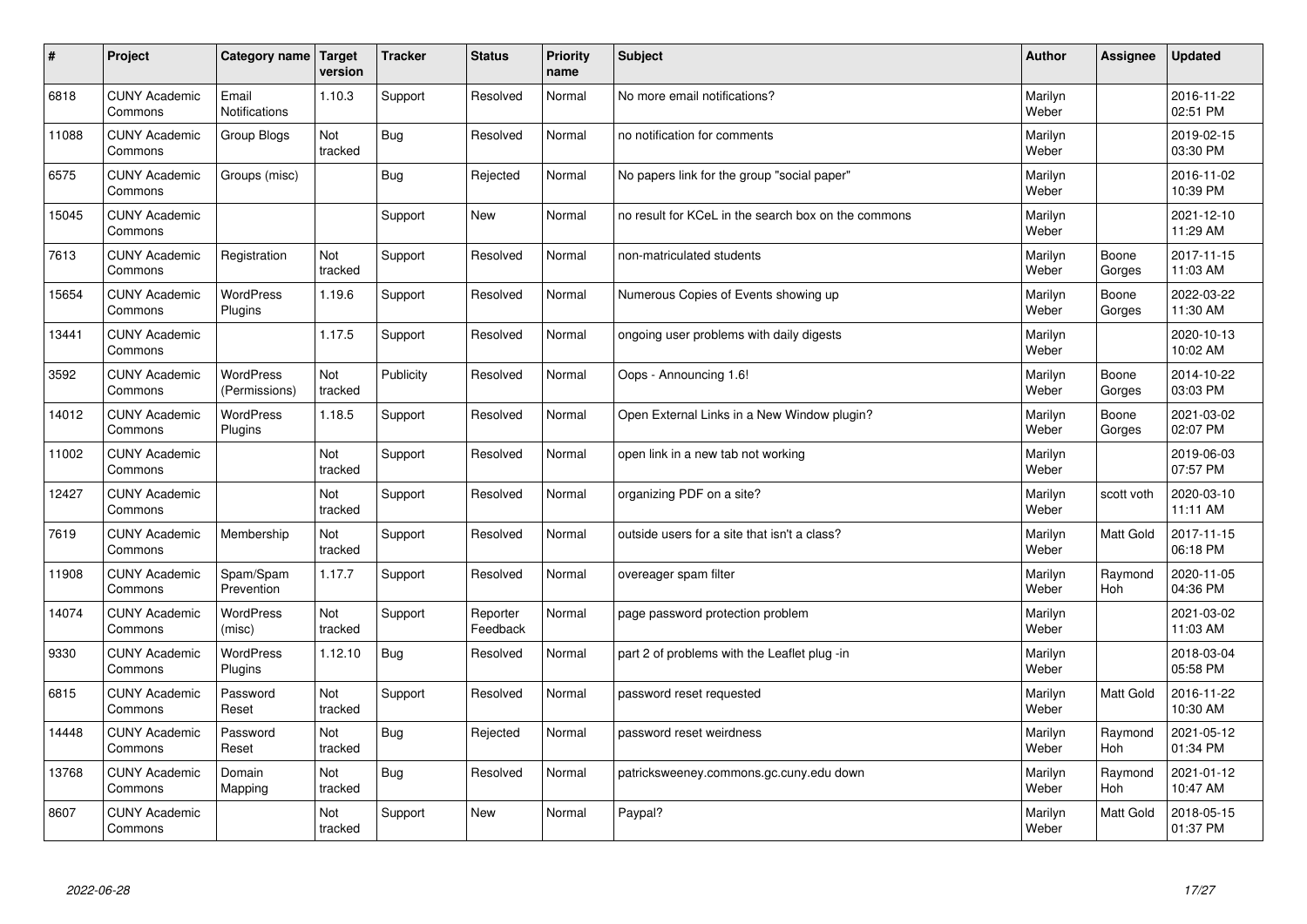| # | Project | Category name | Target version | Tracker | Status | Priority name | Subject | Author | Assignee | Updated |
|---|---|---|---|---|---|---|---|---|---|---|
| 6818 | CUNY Academic Commons | Email Notifications | 1.10.3 | Support | Resolved | Normal | No more email notifications? | Marilyn Weber | | 2016-11-22 02:51 PM |
| 11088 | CUNY Academic Commons | Group Blogs | Not tracked | Bug | Resolved | Normal | no notification for comments | Marilyn Weber | | 2019-02-15 03:30 PM |
| 6575 | CUNY Academic Commons | Groups (misc) | | Bug | Rejected | Normal | No papers link for the group "social paper" | Marilyn Weber | | 2016-11-02 10:39 PM |
| 15045 | CUNY Academic Commons | | | Support | New | Normal | no result for KCeL in the search box on the commons | Marilyn Weber | | 2021-12-10 11:29 AM |
| 7613 | CUNY Academic Commons | Registration | Not tracked | Support | Resolved | Normal | non-matriculated students | Marilyn Weber | Boone Gorges | 2017-11-15 11:03 AM |
| 15654 | CUNY Academic Commons | WordPress Plugins | 1.19.6 | Support | Resolved | Normal | Numerous Copies of Events showing up | Marilyn Weber | Boone Gorges | 2022-03-22 11:30 AM |
| 13441 | CUNY Academic Commons | | 1.17.5 | Support | Resolved | Normal | ongoing user problems with daily digests | Marilyn Weber | | 2020-10-13 10:02 AM |
| 3592 | CUNY Academic Commons | WordPress (Permissions) | Not tracked | Publicity | Resolved | Normal | Oops - Announcing 1.6! | Marilyn Weber | Boone Gorges | 2014-10-22 03:03 PM |
| 14012 | CUNY Academic Commons | WordPress Plugins | 1.18.5 | Support | Resolved | Normal | Open External Links in a New Window plugin? | Marilyn Weber | Boone Gorges | 2021-03-02 02:07 PM |
| 11002 | CUNY Academic Commons | | Not tracked | Support | Resolved | Normal | open link in a new tab not working | Marilyn Weber | | 2019-06-03 07:57 PM |
| 12427 | CUNY Academic Commons | | Not tracked | Support | Resolved | Normal | organizing PDF on a site? | Marilyn Weber | scott voth | 2020-03-10 11:11 AM |
| 7619 | CUNY Academic Commons | Membership | Not tracked | Support | Resolved | Normal | outside users for a site that isn't a class? | Marilyn Weber | Matt Gold | 2017-11-15 06:18 PM |
| 11908 | CUNY Academic Commons | Spam/Spam Prevention | 1.17.7 | Support | Resolved | Normal | overeager spam filter | Marilyn Weber | Raymond Hoh | 2020-11-05 04:36 PM |
| 14074 | CUNY Academic Commons | WordPress (misc) | Not tracked | Support | Reporter Feedback | Normal | page password protection problem | Marilyn Weber | | 2021-03-02 11:03 AM |
| 9330 | CUNY Academic Commons | WordPress Plugins | 1.12.10 | Bug | Resolved | Normal | part 2 of problems with the Leaflet plug -in | Marilyn Weber | | 2018-03-04 05:58 PM |
| 6815 | CUNY Academic Commons | Password Reset | Not tracked | Support | Resolved | Normal | password reset requested | Marilyn Weber | Matt Gold | 2016-11-22 10:30 AM |
| 14448 | CUNY Academic Commons | Password Reset | Not tracked | Bug | Rejected | Normal | password reset weirdness | Marilyn Weber | Raymond Hoh | 2021-05-12 01:34 PM |
| 13768 | CUNY Academic Commons | Domain Mapping | Not tracked | Bug | Resolved | Normal | patricksweeney.commons.gc.cuny.edu down | Marilyn Weber | Raymond Hoh | 2021-01-12 10:47 AM |
| 8607 | CUNY Academic Commons | | Not tracked | Support | New | Normal | Paypal? | Marilyn Weber | Matt Gold | 2018-05-15 01:37 PM |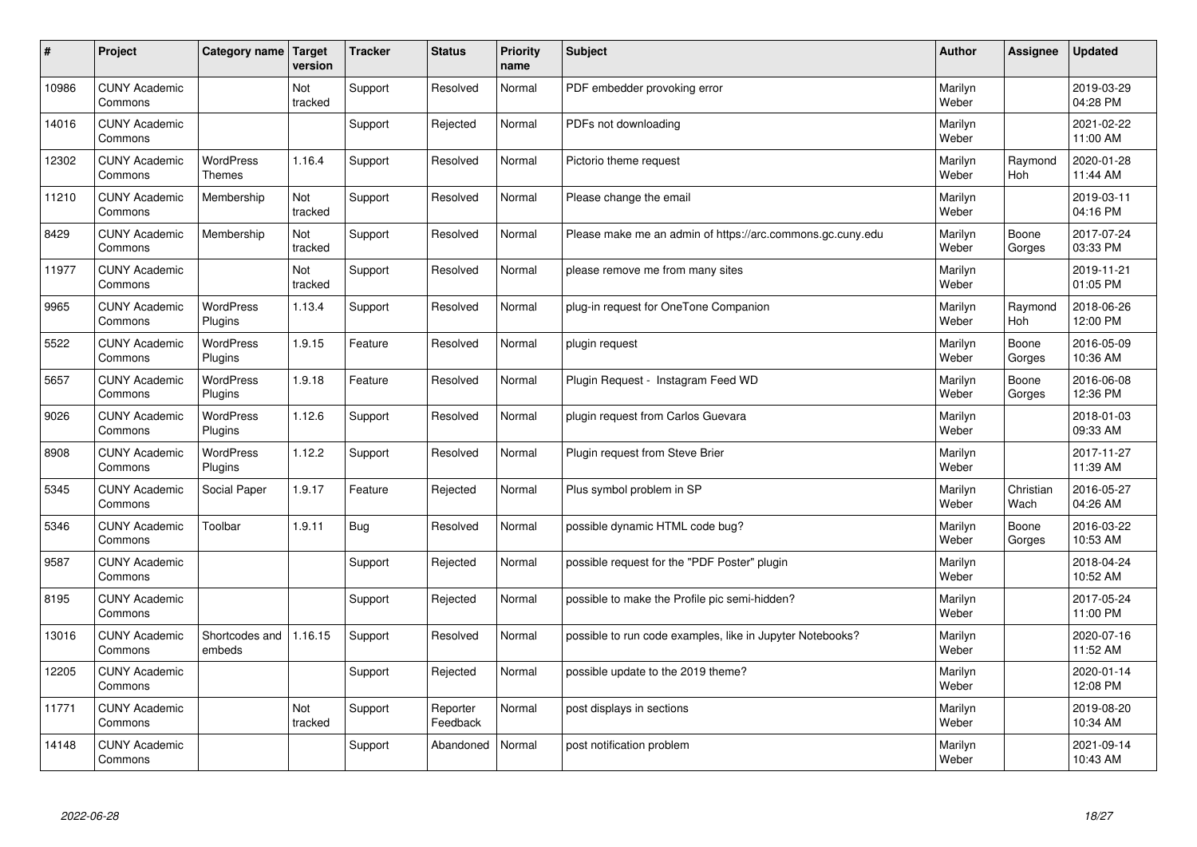| # | Project | Category name | Target version | Tracker | Status | Priority name | Subject | Author | Assignee | Updated |
|---|---|---|---|---|---|---|---|---|---|---|
| 10986 | CUNY Academic Commons | | Not tracked | Support | Resolved | Normal | PDF embedder provoking error | Marilyn Weber | | 2019-03-29 04:28 PM |
| 14016 | CUNY Academic Commons | | | Support | Rejected | Normal | PDFs not downloading | Marilyn Weber | | 2021-02-22 11:00 AM |
| 12302 | CUNY Academic Commons | WordPress Themes | 1.16.4 | Support | Resolved | Normal | Pictorio theme request | Marilyn Weber | Raymond Hoh | 2020-01-28 11:44 AM |
| 11210 | CUNY Academic Commons | Membership | Not tracked | Support | Resolved | Normal | Please change the email | Marilyn Weber | | 2019-03-11 04:16 PM |
| 8429 | CUNY Academic Commons | Membership | Not tracked | Support | Resolved | Normal | Please make me an admin of https://arc.commons.gc.cuny.edu | Marilyn Weber | Boone Gorges | 2017-07-24 03:33 PM |
| 11977 | CUNY Academic Commons | | Not tracked | Support | Resolved | Normal | please remove me from many sites | Marilyn Weber | | 2019-11-21 01:05 PM |
| 9965 | CUNY Academic Commons | WordPress Plugins | 1.13.4 | Support | Resolved | Normal | plug-in request for OneTone Companion | Marilyn Weber | Raymond Hoh | 2018-06-26 12:00 PM |
| 5522 | CUNY Academic Commons | WordPress Plugins | 1.9.15 | Feature | Resolved | Normal | plugin request | Marilyn Weber | Boone Gorges | 2016-05-09 10:36 AM |
| 5657 | CUNY Academic Commons | WordPress Plugins | 1.9.18 | Feature | Resolved | Normal | Plugin Request - Instagram Feed WD | Marilyn Weber | Boone Gorges | 2016-06-08 12:36 PM |
| 9026 | CUNY Academic Commons | WordPress Plugins | 1.12.6 | Support | Resolved | Normal | plugin request from Carlos Guevara | Marilyn Weber | | 2018-01-03 09:33 AM |
| 8908 | CUNY Academic Commons | WordPress Plugins | 1.12.2 | Support | Resolved | Normal | Plugin request from Steve Brier | Marilyn Weber | | 2017-11-27 11:39 AM |
| 5345 | CUNY Academic Commons | Social Paper | 1.9.17 | Feature | Rejected | Normal | Plus symbol problem in SP | Marilyn Weber | Christian Wach | 2016-05-27 04:26 AM |
| 5346 | CUNY Academic Commons | Toolbar | 1.9.11 | Bug | Resolved | Normal | possible dynamic HTML code bug? | Marilyn Weber | Boone Gorges | 2016-03-22 10:53 AM |
| 9587 | CUNY Academic Commons | | | Support | Rejected | Normal | possible request for the "PDF Poster" plugin | Marilyn Weber | | 2018-04-24 10:52 AM |
| 8195 | CUNY Academic Commons | | | Support | Rejected | Normal | possible to make the Profile pic semi-hidden? | Marilyn Weber | | 2017-05-24 11:00 PM |
| 13016 | CUNY Academic Commons | Shortcodes and embeds | 1.16.15 | Support | Resolved | Normal | possible to run code examples, like in Jupyter Notebooks? | Marilyn Weber | | 2020-07-16 11:52 AM |
| 12205 | CUNY Academic Commons | | | Support | Rejected | Normal | possible update to the 2019 theme? | Marilyn Weber | | 2020-01-14 12:08 PM |
| 11771 | CUNY Academic Commons | | Not tracked | Support | Reporter Feedback | Normal | post displays in sections | Marilyn Weber | | 2019-08-20 10:34 AM |
| 14148 | CUNY Academic Commons | | | Support | Abandoned | Normal | post notification problem | Marilyn Weber | | 2021-09-14 10:43 AM |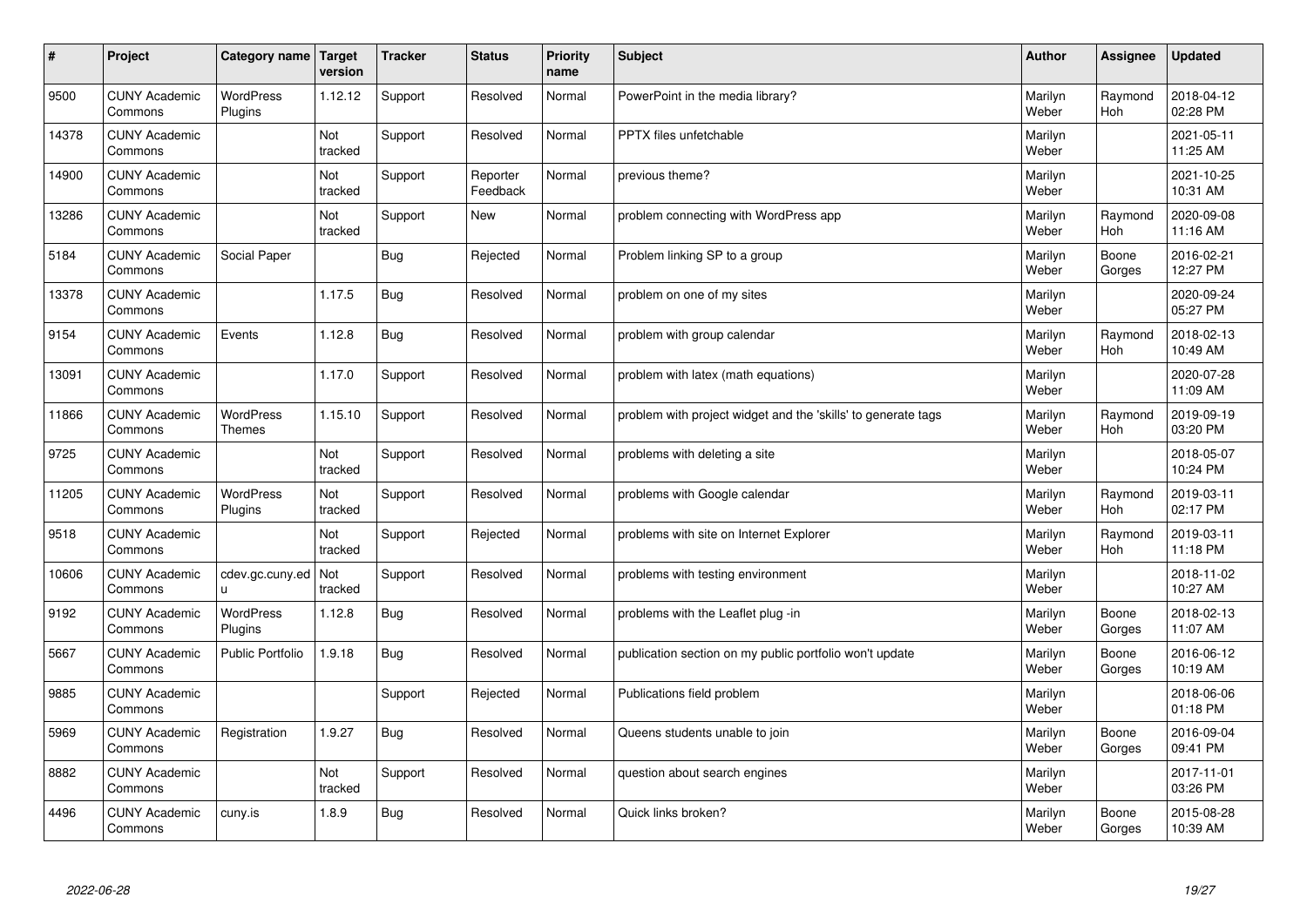| # | Project | Category name | Target version | Tracker | Status | Priority name | Subject | Author | Assignee | Updated |
|---|---|---|---|---|---|---|---|---|---|---|
| 9500 | CUNY Academic Commons | WordPress Plugins | 1.12.12 | Support | Resolved | Normal | PowerPoint in the media library? | Marilyn Weber | Raymond Hoh | 2018-04-12 02:28 PM |
| 14378 | CUNY Academic Commons | | Not tracked | Support | Resolved | Normal | PPTX files unfetchable | Marilyn Weber | | 2021-05-11 11:25 AM |
| 14900 | CUNY Academic Commons | | Not tracked | Support | Reporter Feedback | Normal | previous theme? | Marilyn Weber | | 2021-10-25 10:31 AM |
| 13286 | CUNY Academic Commons | | Not tracked | Support | New | Normal | problem connecting with WordPress app | Marilyn Weber | Raymond Hoh | 2020-09-08 11:16 AM |
| 5184 | CUNY Academic Commons | Social Paper | | Bug | Rejected | Normal | Problem linking SP to a group | Marilyn Weber | Boone Gorges | 2016-02-21 12:27 PM |
| 13378 | CUNY Academic Commons | | 1.17.5 | Bug | Resolved | Normal | problem on one of my sites | Marilyn Weber | | 2020-09-24 05:27 PM |
| 9154 | CUNY Academic Commons | Events | 1.12.8 | Bug | Resolved | Normal | problem with group calendar | Marilyn Weber | Raymond Hoh | 2018-02-13 10:49 AM |
| 13091 | CUNY Academic Commons | | 1.17.0 | Support | Resolved | Normal | problem with latex (math equations) | Marilyn Weber | | 2020-07-28 11:09 AM |
| 11866 | CUNY Academic Commons | WordPress Themes | 1.15.10 | Support | Resolved | Normal | problem with project widget and the 'skills' to generate tags | Marilyn Weber | Raymond Hoh | 2019-09-19 03:20 PM |
| 9725 | CUNY Academic Commons | | Not tracked | Support | Resolved | Normal | problems with deleting a site | Marilyn Weber | | 2018-05-07 10:24 PM |
| 11205 | CUNY Academic Commons | WordPress Plugins | Not tracked | Support | Resolved | Normal | problems with Google calendar | Marilyn Weber | Raymond Hoh | 2019-03-11 02:17 PM |
| 9518 | CUNY Academic Commons | | Not tracked | Support | Rejected | Normal | problems with site on Internet Explorer | Marilyn Weber | Raymond Hoh | 2019-03-11 11:18 PM |
| 10606 | CUNY Academic Commons | cdev.gc.cuny.edu | Not tracked | Support | Resolved | Normal | problems with testing environment | Marilyn Weber | | 2018-11-02 10:27 AM |
| 9192 | CUNY Academic Commons | WordPress Plugins | 1.12.8 | Bug | Resolved | Normal | problems with the Leaflet plug -in | Marilyn Weber | Boone Gorges | 2018-02-13 11:07 AM |
| 5667 | CUNY Academic Commons | Public Portfolio | 1.9.18 | Bug | Resolved | Normal | publication section on my public portfolio won't update | Marilyn Weber | Boone Gorges | 2016-06-12 10:19 AM |
| 9885 | CUNY Academic Commons | | | Support | Rejected | Normal | Publications field problem | Marilyn Weber | | 2018-06-06 01:18 PM |
| 5969 | CUNY Academic Commons | Registration | 1.9.27 | Bug | Resolved | Normal | Queens students unable to join | Marilyn Weber | Boone Gorges | 2016-09-04 09:41 PM |
| 8882 | CUNY Academic Commons | | Not tracked | Support | Resolved | Normal | question about search engines | Marilyn Weber | | 2017-11-01 03:26 PM |
| 4496 | CUNY Academic Commons | cuny.is | 1.8.9 | Bug | Resolved | Normal | Quick links broken? | Marilyn Weber | Boone Gorges | 2015-08-28 10:39 AM |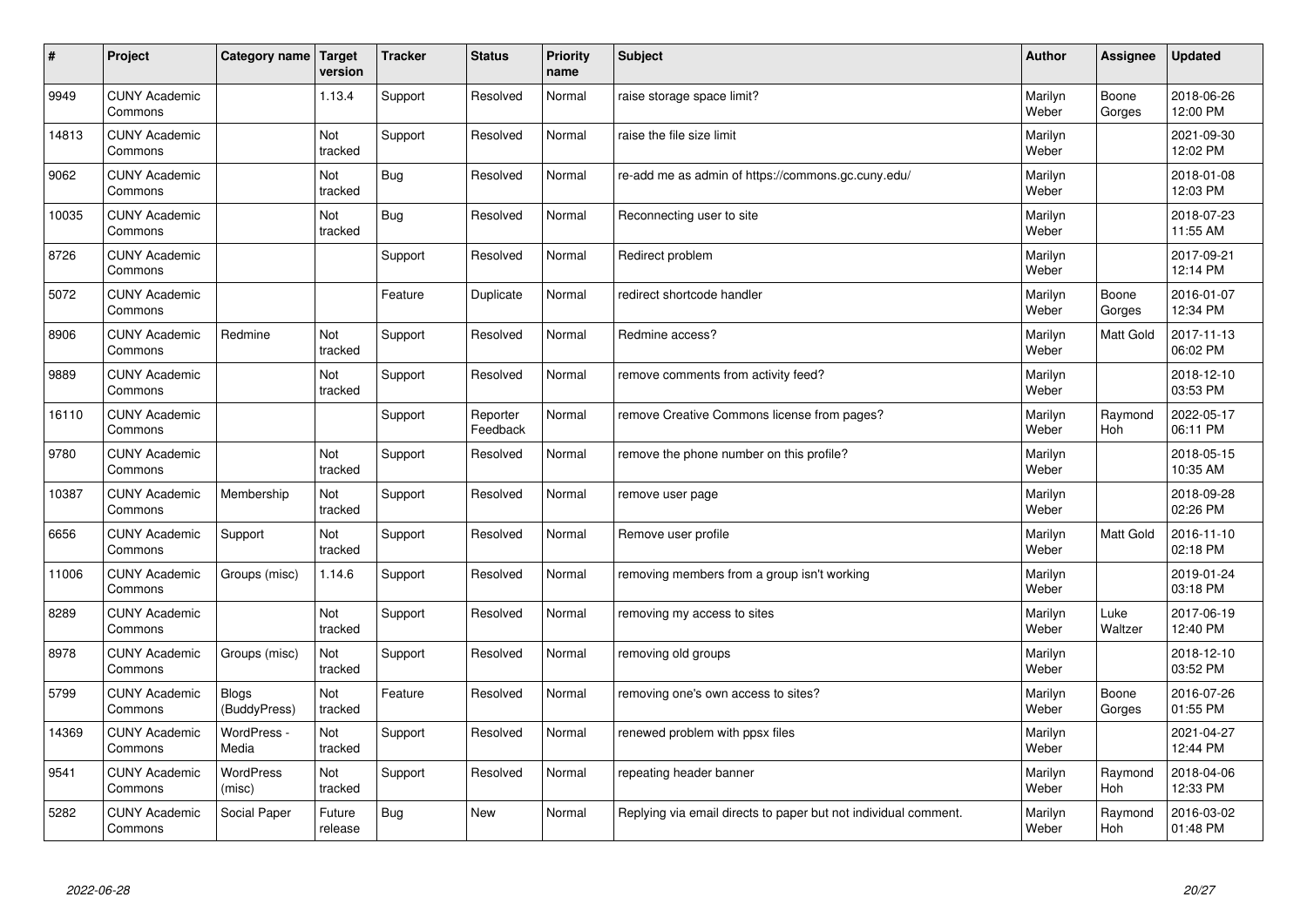| # | Project | Category name | Target version | Tracker | Status | Priority name | Subject | Author | Assignee | Updated |
|---|---|---|---|---|---|---|---|---|---|---|
| 9949 | CUNY Academic Commons | | 1.13.4 | Support | Resolved | Normal | raise storage space limit? | Marilyn Weber | Boone Gorges | 2018-06-26 12:00 PM |
| 14813 | CUNY Academic Commons | | Not tracked | Support | Resolved | Normal | raise the file size limit | Marilyn Weber | | 2021-09-30 12:02 PM |
| 9062 | CUNY Academic Commons | | Not tracked | Bug | Resolved | Normal | re-add me as admin of https://commons.gc.cuny.edu/ | Marilyn Weber | | 2018-01-08 12:03 PM |
| 10035 | CUNY Academic Commons | | Not tracked | Bug | Resolved | Normal | Reconnecting user to site | Marilyn Weber | | 2018-07-23 11:55 AM |
| 8726 | CUNY Academic Commons | | | Support | Resolved | Normal | Redirect problem | Marilyn Weber | | 2017-09-21 12:14 PM |
| 5072 | CUNY Academic Commons | | | Feature | Duplicate | Normal | redirect shortcode handler | Marilyn Weber | Boone Gorges | 2016-01-07 12:34 PM |
| 8906 | CUNY Academic Commons | Redmine | Not tracked | Support | Resolved | Normal | Redmine access? | Marilyn Weber | Matt Gold | 2017-11-13 06:02 PM |
| 9889 | CUNY Academic Commons | | Not tracked | Support | Resolved | Normal | remove comments from activity feed? | Marilyn Weber | | 2018-12-10 03:53 PM |
| 16110 | CUNY Academic Commons | | | Support | Reporter Feedback | Normal | remove Creative Commons license from pages? | Marilyn Weber | Raymond Hoh | 2022-05-17 06:11 PM |
| 9780 | CUNY Academic Commons | | Not tracked | Support | Resolved | Normal | remove the phone number on this profile? | Marilyn Weber | | 2018-05-15 10:35 AM |
| 10387 | CUNY Academic Commons | Membership | Not tracked | Support | Resolved | Normal | remove user page | Marilyn Weber | | 2018-09-28 02:26 PM |
| 6656 | CUNY Academic Commons | Support | Not tracked | Support | Resolved | Normal | Remove user profile | Marilyn Weber | Matt Gold | 2016-11-10 02:18 PM |
| 11006 | CUNY Academic Commons | Groups (misc) | 1.14.6 | Support | Resolved | Normal | removing members from a group isn't working | Marilyn Weber | | 2019-01-24 03:18 PM |
| 8289 | CUNY Academic Commons | | Not tracked | Support | Resolved | Normal | removing my access to sites | Marilyn Weber | Luke Waltzer | 2017-06-19 12:40 PM |
| 8978 | CUNY Academic Commons | Groups (misc) | Not tracked | Support | Resolved | Normal | removing old groups | Marilyn Weber | | 2018-12-10 03:52 PM |
| 5799 | CUNY Academic Commons | Blogs (BuddyPress) | Not tracked | Feature | Resolved | Normal | removing one's own access to sites? | Marilyn Weber | Boone Gorges | 2016-07-26 01:55 PM |
| 14369 | CUNY Academic Commons | WordPress - Media | Not tracked | Support | Resolved | Normal | renewed problem with ppsx files | Marilyn Weber | | 2021-04-27 12:44 PM |
| 9541 | CUNY Academic Commons | WordPress (misc) | Not tracked | Support | Resolved | Normal | repeating header banner | Marilyn Weber | Raymond Hoh | 2018-04-06 12:33 PM |
| 5282 | CUNY Academic Commons | Social Paper | Future release | Bug | New | Normal | Replying via email directs to paper but not individual comment. | Marilyn Weber | Raymond Hoh | 2016-03-02 01:48 PM |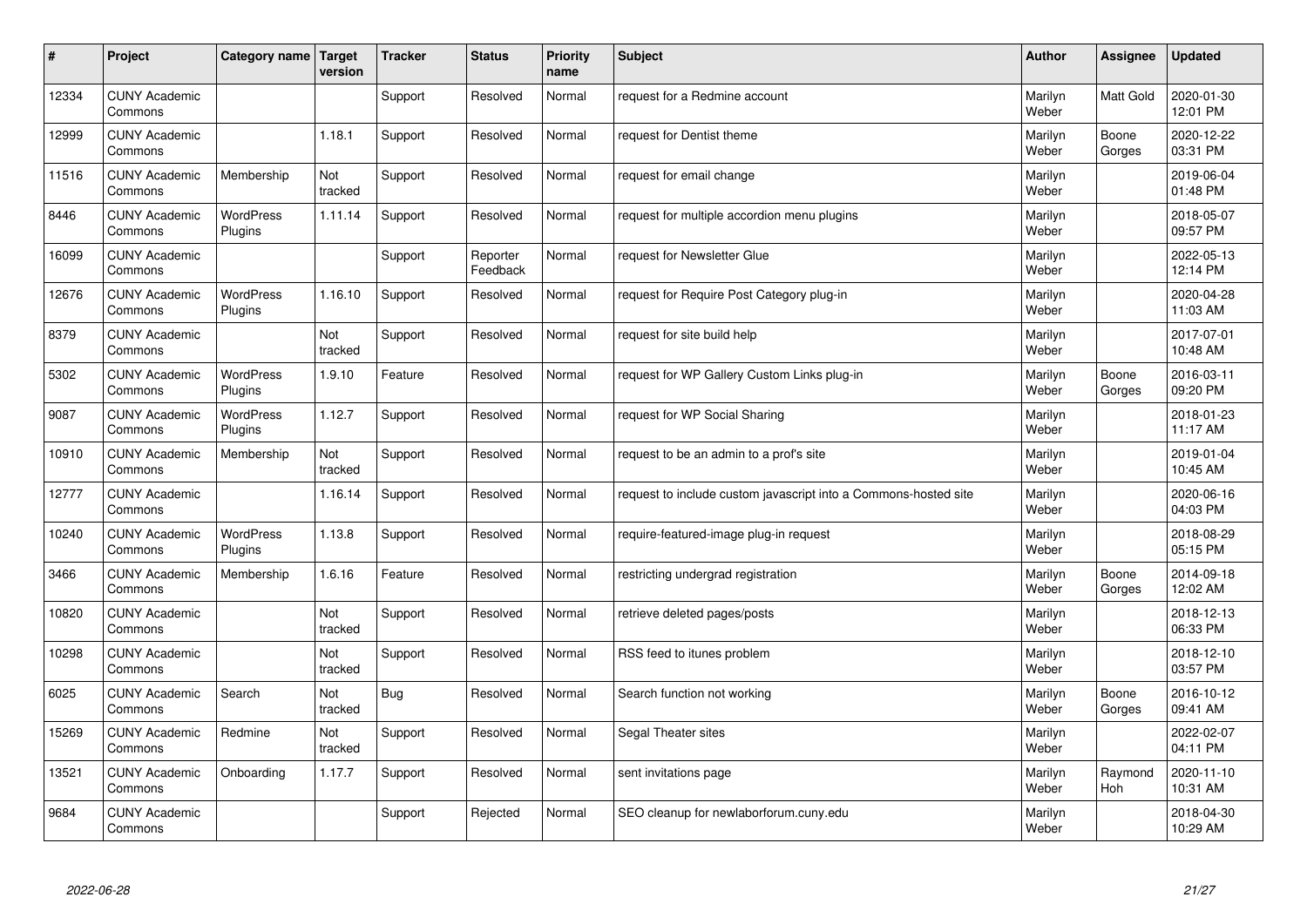| # | Project | Category name | Target version | Tracker | Status | Priority name | Subject | Author | Assignee | Updated |
|---|---|---|---|---|---|---|---|---|---|---|
| 12334 | CUNY Academic Commons | | | Support | Resolved | Normal | request for a Redmine account | Marilyn Weber | Matt Gold | 2020-01-30 12:01 PM |
| 12999 | CUNY Academic Commons | | 1.18.1 | Support | Resolved | Normal | request for Dentist theme | Marilyn Weber | Boone Gorges | 2020-12-22 03:31 PM |
| 11516 | CUNY Academic Commons | Membership | Not tracked | Support | Resolved | Normal | request for email change | Marilyn Weber | | 2019-06-04 01:48 PM |
| 8446 | CUNY Academic Commons | WordPress Plugins | 1.11.14 | Support | Resolved | Normal | request for multiple accordion menu plugins | Marilyn Weber | | 2018-05-07 09:57 PM |
| 16099 | CUNY Academic Commons | | | Support | Reporter Feedback | Normal | request for Newsletter Glue | Marilyn Weber | | 2022-05-13 12:14 PM |
| 12676 | CUNY Academic Commons | WordPress Plugins | 1.16.10 | Support | Resolved | Normal | request for Require Post Category plug-in | Marilyn Weber | | 2020-04-28 11:03 AM |
| 8379 | CUNY Academic Commons | | Not tracked | Support | Resolved | Normal | request for site build help | Marilyn Weber | | 2017-07-01 10:48 AM |
| 5302 | CUNY Academic Commons | WordPress Plugins | 1.9.10 | Feature | Resolved | Normal | request for WP Gallery Custom Links plug-in | Marilyn Weber | Boone Gorges | 2016-03-11 09:20 PM |
| 9087 | CUNY Academic Commons | WordPress Plugins | 1.12.7 | Support | Resolved | Normal | request for WP Social Sharing | Marilyn Weber | | 2018-01-23 11:17 AM |
| 10910 | CUNY Academic Commons | Membership | Not tracked | Support | Resolved | Normal | request to be an admin to a prof's site | Marilyn Weber | | 2019-01-04 10:45 AM |
| 12777 | CUNY Academic Commons | | 1.16.14 | Support | Resolved | Normal | request to include custom javascript into a Commons-hosted site | Marilyn Weber | | 2020-06-16 04:03 PM |
| 10240 | CUNY Academic Commons | WordPress Plugins | 1.13.8 | Support | Resolved | Normal | require-featured-image plug-in request | Marilyn Weber | | 2018-08-29 05:15 PM |
| 3466 | CUNY Academic Commons | Membership | 1.6.16 | Feature | Resolved | Normal | restricting undergrad registration | Marilyn Weber | Boone Gorges | 2014-09-18 12:02 AM |
| 10820 | CUNY Academic Commons | | Not tracked | Support | Resolved | Normal | retrieve deleted pages/posts | Marilyn Weber | | 2018-12-13 06:33 PM |
| 10298 | CUNY Academic Commons | | Not tracked | Support | Resolved | Normal | RSS feed to itunes problem | Marilyn Weber | | 2018-12-10 03:57 PM |
| 6025 | CUNY Academic Commons | Search | Not tracked | Bug | Resolved | Normal | Search function not working | Marilyn Weber | Boone Gorges | 2016-10-12 09:41 AM |
| 15269 | CUNY Academic Commons | Redmine | Not tracked | Support | Resolved | Normal | Segal Theater sites | Marilyn Weber | | 2022-02-07 04:11 PM |
| 13521 | CUNY Academic Commons | Onboarding | 1.17.7 | Support | Resolved | Normal | sent invitations page | Marilyn Weber | Raymond Hoh | 2020-11-10 10:31 AM |
| 9684 | CUNY Academic Commons | | | Support | Rejected | Normal | SEO cleanup for newlaborforum.cuny.edu | Marilyn Weber | | 2018-04-30 10:29 AM |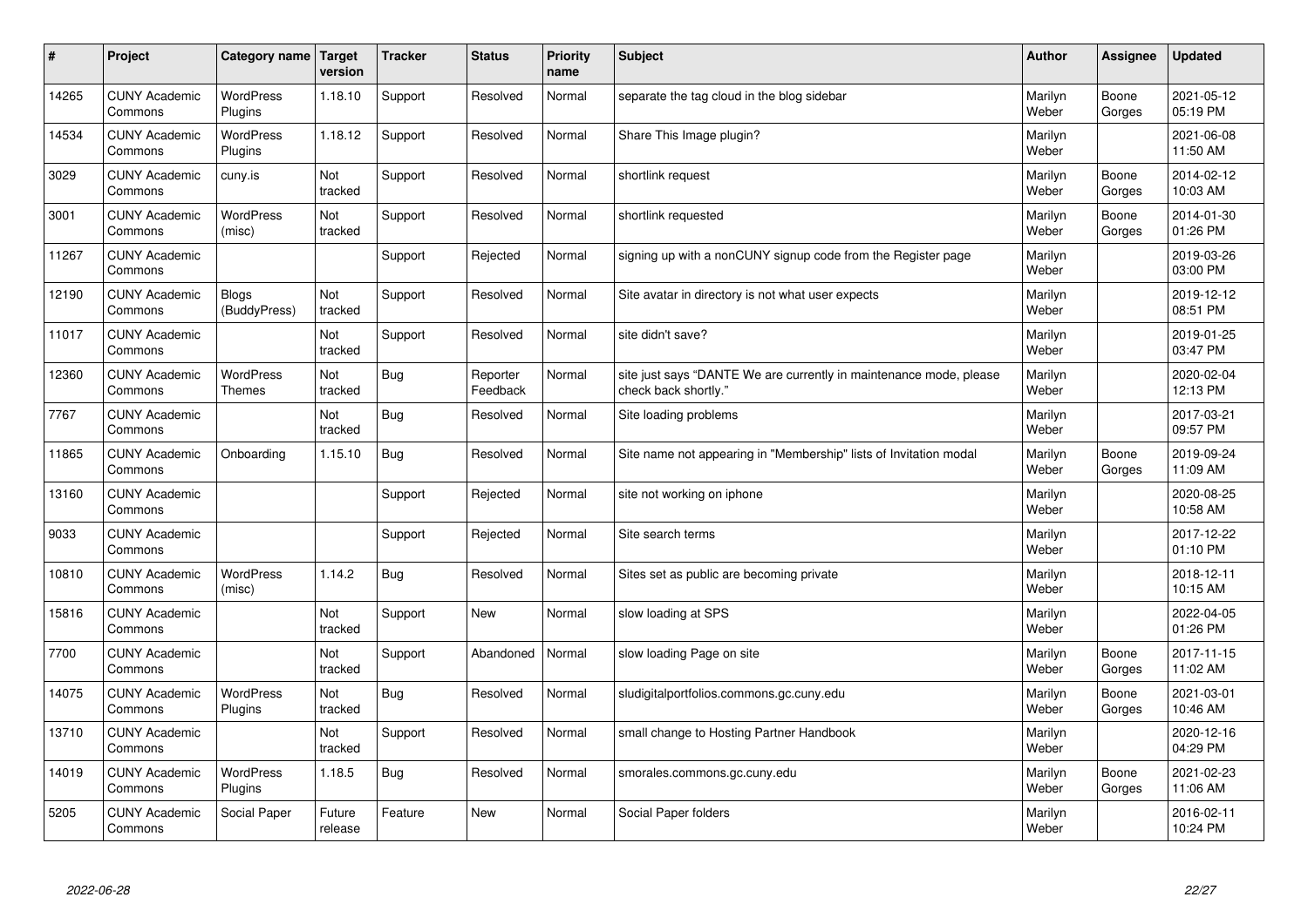| # | Project | Category name | Target version | Tracker | Status | Priority name | Subject | Author | Assignee | Updated |
|---|---|---|---|---|---|---|---|---|---|---|
| 14265 | CUNY Academic Commons | WordPress Plugins | 1.18.10 | Support | Resolved | Normal | separate the tag cloud in the blog sidebar | Marilyn Weber | Boone Gorges | 2021-05-12 05:19 PM |
| 14534 | CUNY Academic Commons | WordPress Plugins | 1.18.12 | Support | Resolved | Normal | Share This Image plugin? | Marilyn Weber | | 2021-06-08 11:50 AM |
| 3029 | CUNY Academic Commons | cuny.is | Not tracked | Support | Resolved | Normal | shortlink request | Marilyn Weber | Boone Gorges | 2014-02-12 10:03 AM |
| 3001 | CUNY Academic Commons | WordPress (misc) | Not tracked | Support | Resolved | Normal | shortlink requested | Marilyn Weber | Boone Gorges | 2014-01-30 01:26 PM |
| 11267 | CUNY Academic Commons | | | Support | Rejected | Normal | signing up with a nonCUNY signup code from the Register page | Marilyn Weber | | 2019-03-26 03:00 PM |
| 12190 | CUNY Academic Commons | Blogs (BuddyPress) | Not tracked | Support | Resolved | Normal | Site avatar in directory is not what user expects | Marilyn Weber | | 2019-12-12 08:51 PM |
| 11017 | CUNY Academic Commons | | Not tracked | Support | Resolved | Normal | site didn't save? | Marilyn Weber | | 2019-01-25 03:47 PM |
| 12360 | CUNY Academic Commons | WordPress Themes | Not tracked | Bug | Reporter Feedback | Normal | site just says "DANTE We are currently in maintenance mode, please check back shortly." | Marilyn Weber | | 2020-02-04 12:13 PM |
| 7767 | CUNY Academic Commons | | Not tracked | Bug | Resolved | Normal | Site loading problems | Marilyn Weber | | 2017-03-21 09:57 PM |
| 11865 | CUNY Academic Commons | Onboarding | 1.15.10 | Bug | Resolved | Normal | Site name not appearing in "Membership" lists of Invitation modal | Marilyn Weber | Boone Gorges | 2019-09-24 11:09 AM |
| 13160 | CUNY Academic Commons | | | Support | Rejected | Normal | site not working on iphone | Marilyn Weber | | 2020-08-25 10:58 AM |
| 9033 | CUNY Academic Commons | | | Support | Rejected | Normal | Site search terms | Marilyn Weber | | 2017-12-22 01:10 PM |
| 10810 | CUNY Academic Commons | WordPress (misc) | 1.14.2 | Bug | Resolved | Normal | Sites set as public are becoming private | Marilyn Weber | | 2018-12-11 10:15 AM |
| 15816 | CUNY Academic Commons | | Not tracked | Support | New | Normal | slow loading at SPS | Marilyn Weber | | 2022-04-05 01:26 PM |
| 7700 | CUNY Academic Commons | | Not tracked | Support | Abandoned | Normal | slow loading Page on site | Marilyn Weber | Boone Gorges | 2017-11-15 11:02 AM |
| 14075 | CUNY Academic Commons | WordPress Plugins | Not tracked | Bug | Resolved | Normal | sludigitalportfolios.commons.gc.cuny.edu | Marilyn Weber | Boone Gorges | 2021-03-01 10:46 AM |
| 13710 | CUNY Academic Commons | | Not tracked | Support | Resolved | Normal | small change to Hosting Partner Handbook | Marilyn Weber | | 2020-12-16 04:29 PM |
| 14019 | CUNY Academic Commons | WordPress Plugins | 1.18.5 | Bug | Resolved | Normal | smorales.commons.gc.cuny.edu | Marilyn Weber | Boone Gorges | 2021-02-23 11:06 AM |
| 5205 | CUNY Academic Commons | Social Paper | Future release | Feature | New | Normal | Social Paper folders | Marilyn Weber | | 2016-02-11 10:24 PM |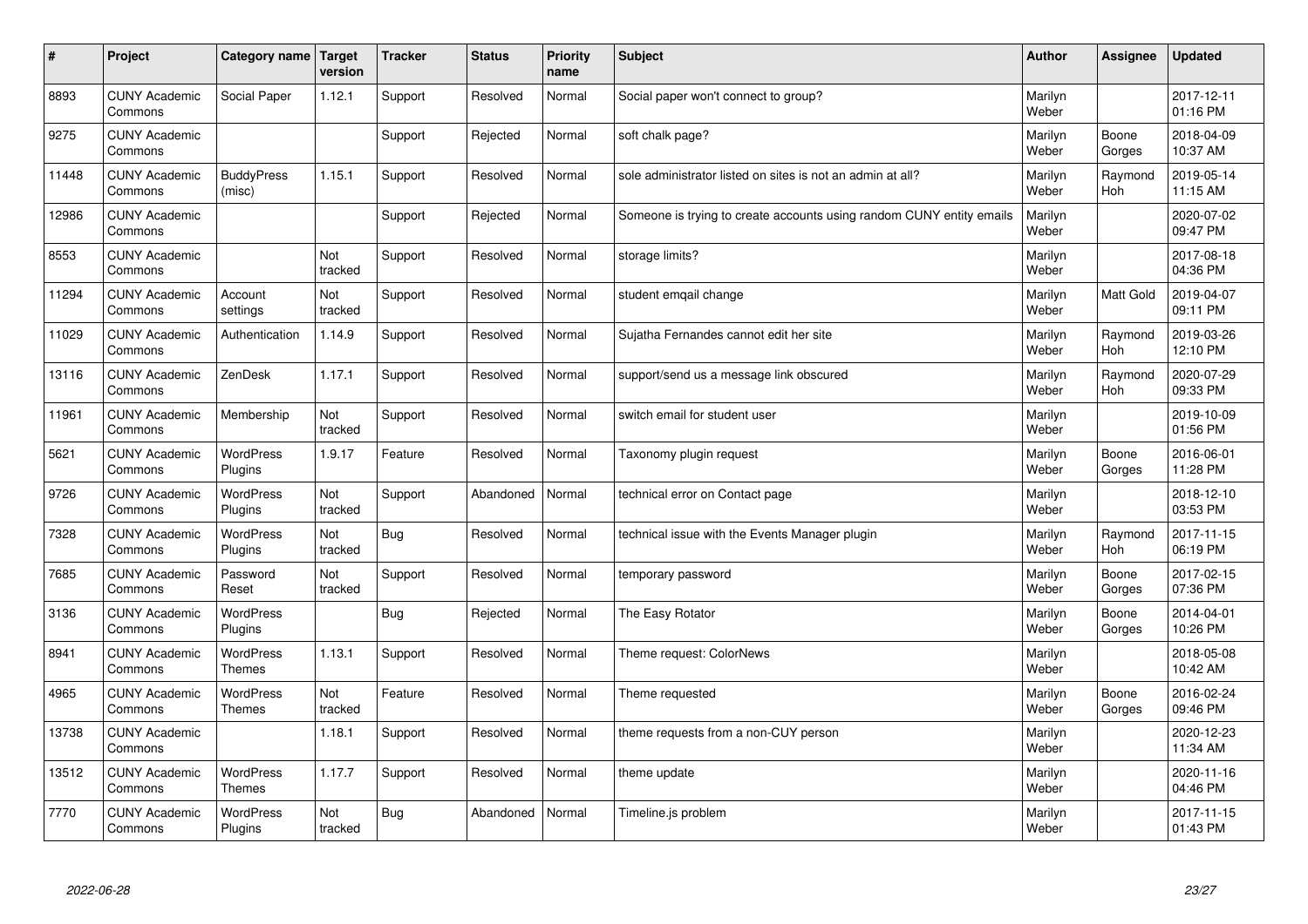| # | Project | Category name | Target version | Tracker | Status | Priority name | Subject | Author | Assignee | Updated |
|---|---|---|---|---|---|---|---|---|---|---|
| 8893 | CUNY Academic Commons | Social Paper | 1.12.1 | Support | Resolved | Normal | Social paper won't connect to group? | Marilyn Weber | | 2017-12-11 01:16 PM |
| 9275 | CUNY Academic Commons | | | Support | Rejected | Normal | soft chalk page? | Marilyn Weber | Boone Gorges | 2018-04-09 10:37 AM |
| 11448 | CUNY Academic Commons | BuddyPress (misc) | 1.15.1 | Support | Resolved | Normal | sole administrator listed on sites is not an admin at all? | Marilyn Weber | Raymond Hoh | 2019-05-14 11:15 AM |
| 12986 | CUNY Academic Commons | | | Support | Rejected | Normal | Someone is trying to create accounts using random CUNY entity emails | Marilyn Weber | | 2020-07-02 09:47 PM |
| 8553 | CUNY Academic Commons | | Not tracked | Support | Resolved | Normal | storage limits? | Marilyn Weber | | 2017-08-18 04:36 PM |
| 11294 | CUNY Academic Commons | Account settings | Not tracked | Support | Resolved | Normal | student emqail change | Marilyn Weber | Matt Gold | 2019-04-07 09:11 PM |
| 11029 | CUNY Academic Commons | Authentication | 1.14.9 | Support | Resolved | Normal | Sujatha Fernandes cannot edit her site | Marilyn Weber | Raymond Hoh | 2019-03-26 12:10 PM |
| 13116 | CUNY Academic Commons | ZenDesk | 1.17.1 | Support | Resolved | Normal | support/send us a message link obscured | Marilyn Weber | Raymond Hoh | 2020-07-29 09:33 PM |
| 11961 | CUNY Academic Commons | Membership | Not tracked | Support | Resolved | Normal | switch email for student user | Marilyn Weber | | 2019-10-09 01:56 PM |
| 5621 | CUNY Academic Commons | WordPress Plugins | 1.9.17 | Feature | Resolved | Normal | Taxonomy plugin request | Marilyn Weber | Boone Gorges | 2016-06-01 11:28 PM |
| 9726 | CUNY Academic Commons | WordPress Plugins | Not tracked | Support | Abandoned | Normal | technical error on Contact page | Marilyn Weber | | 2018-12-10 03:53 PM |
| 7328 | CUNY Academic Commons | WordPress Plugins | Not tracked | Bug | Resolved | Normal | technical issue with the Events Manager plugin | Marilyn Weber | Raymond Hoh | 2017-11-15 06:19 PM |
| 7685 | CUNY Academic Commons | Password Reset | Not tracked | Support | Resolved | Normal | temporary password | Marilyn Weber | Boone Gorges | 2017-02-15 07:36 PM |
| 3136 | CUNY Academic Commons | WordPress Plugins | | Bug | Rejected | Normal | The Easy Rotator | Marilyn Weber | Boone Gorges | 2014-04-01 10:26 PM |
| 8941 | CUNY Academic Commons | WordPress Themes | 1.13.1 | Support | Resolved | Normal | Theme request: ColorNews | Marilyn Weber | | 2018-05-08 10:42 AM |
| 4965 | CUNY Academic Commons | WordPress Themes | Not tracked | Feature | Resolved | Normal | Theme requested | Marilyn Weber | Boone Gorges | 2016-02-24 09:46 PM |
| 13738 | CUNY Academic Commons | | 1.18.1 | Support | Resolved | Normal | theme requests from a non-CUY person | Marilyn Weber | | 2020-12-23 11:34 AM |
| 13512 | CUNY Academic Commons | WordPress Themes | 1.17.7 | Support | Resolved | Normal | theme update | Marilyn Weber | | 2020-11-16 04:46 PM |
| 7770 | CUNY Academic Commons | WordPress Plugins | Not tracked | Bug | Abandoned | Normal | Timeline.js problem | Marilyn Weber | | 2017-11-15 01:43 PM |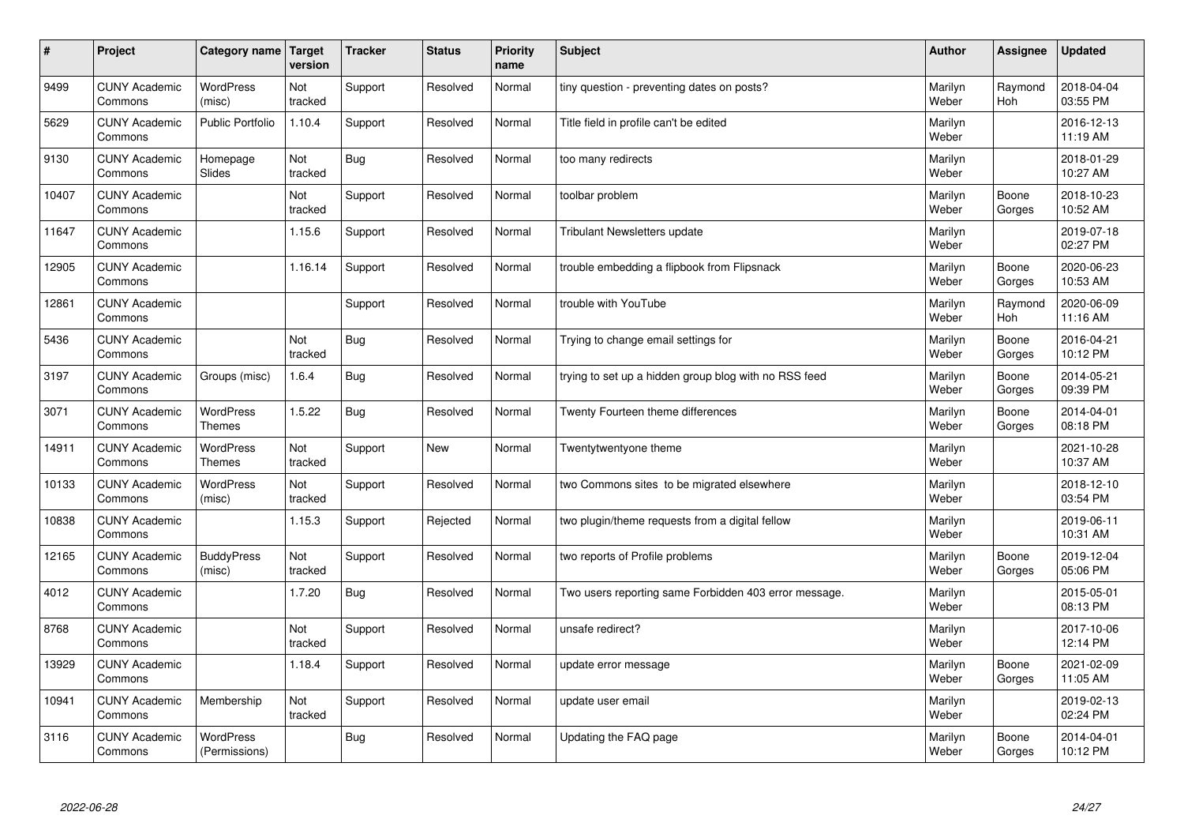| # | Project | Category name | Target version | Tracker | Status | Priority name | Subject | Author | Assignee | Updated |
|---|---|---|---|---|---|---|---|---|---|---|
| 9499 | CUNY Academic Commons | WordPress (misc) | Not tracked | Support | Resolved | Normal | tiny question - preventing dates on posts? | Marilyn Weber | Raymond Hoh | 2018-04-04 03:55 PM |
| 5629 | CUNY Academic Commons | Public Portfolio | 1.10.4 | Support | Resolved | Normal | Title field in profile can't be edited | Marilyn Weber | | 2016-12-13 11:19 AM |
| 9130 | CUNY Academic Commons | Homepage Slides | Not tracked | Bug | Resolved | Normal | too many redirects | Marilyn Weber | | 2018-01-29 10:27 AM |
| 10407 | CUNY Academic Commons | | Not tracked | Support | Resolved | Normal | toolbar problem | Marilyn Weber | Boone Gorges | 2018-10-23 10:52 AM |
| 11647 | CUNY Academic Commons | | 1.15.6 | Support | Resolved | Normal | Tribulant Newsletters update | Marilyn Weber | | 2019-07-18 02:27 PM |
| 12905 | CUNY Academic Commons | | 1.16.14 | Support | Resolved | Normal | trouble embedding a flipbook from Flipsnack | Marilyn Weber | Boone Gorges | 2020-06-23 10:53 AM |
| 12861 | CUNY Academic Commons | | | Support | Resolved | Normal | trouble with YouTube | Marilyn Weber | Raymond Hoh | 2020-06-09 11:16 AM |
| 5436 | CUNY Academic Commons | | Not tracked | Bug | Resolved | Normal | Trying to change email settings for | Marilyn Weber | Boone Gorges | 2016-04-21 10:12 PM |
| 3197 | CUNY Academic Commons | Groups (misc) | 1.6.4 | Bug | Resolved | Normal | trying to set up a hidden group blog with no RSS feed | Marilyn Weber | Boone Gorges | 2014-05-21 09:39 PM |
| 3071 | CUNY Academic Commons | WordPress Themes | 1.5.22 | Bug | Resolved | Normal | Twenty Fourteen theme differences | Marilyn Weber | Boone Gorges | 2014-04-01 08:18 PM |
| 14911 | CUNY Academic Commons | WordPress Themes | Not tracked | Support | New | Normal | Twentytwentyone theme | Marilyn Weber | | 2021-10-28 10:37 AM |
| 10133 | CUNY Academic Commons | WordPress (misc) | Not tracked | Support | Resolved | Normal | two Commons sites to be migrated elsewhere | Marilyn Weber | | 2018-12-10 03:54 PM |
| 10838 | CUNY Academic Commons | | 1.15.3 | Support | Rejected | Normal | two plugin/theme requests from a digital fellow | Marilyn Weber | | 2019-06-11 10:31 AM |
| 12165 | CUNY Academic Commons | BuddyPress (misc) | Not tracked | Support | Resolved | Normal | two reports of Profile problems | Marilyn Weber | Boone Gorges | 2019-12-04 05:06 PM |
| 4012 | CUNY Academic Commons | | 1.7.20 | Bug | Resolved | Normal | Two users reporting same Forbidden 403 error message. | Marilyn Weber | | 2015-05-01 08:13 PM |
| 8768 | CUNY Academic Commons | | Not tracked | Support | Resolved | Normal | unsafe redirect? | Marilyn Weber | | 2017-10-06 12:14 PM |
| 13929 | CUNY Academic Commons | | 1.18.4 | Support | Resolved | Normal | update error message | Marilyn Weber | Boone Gorges | 2021-02-09 11:05 AM |
| 10941 | CUNY Academic Commons | Membership | Not tracked | Support | Resolved | Normal | update user email | Marilyn Weber | | 2019-02-13 02:24 PM |
| 3116 | CUNY Academic Commons | WordPress (Permissions) | | Bug | Resolved | Normal | Updating the FAQ page | Marilyn Weber | Boone Gorges | 2014-04-01 10:12 PM |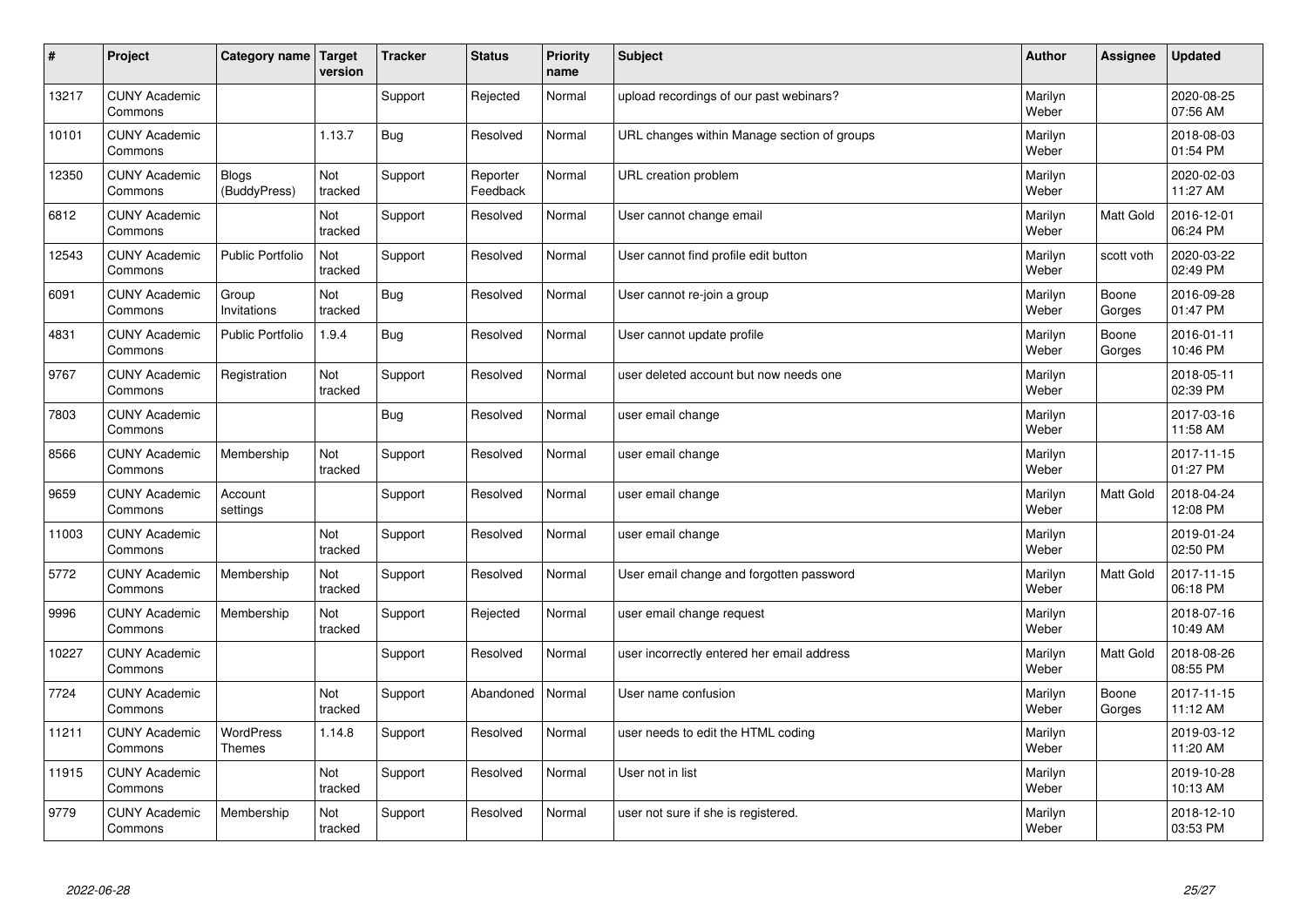| # | Project | Category name | Target version | Tracker | Status | Priority name | Subject | Author | Assignee | Updated |
|---|---|---|---|---|---|---|---|---|---|---|
| 13217 | CUNY Academic Commons | | | Support | Rejected | Normal | upload recordings of our past webinars? | Marilyn Weber | | 2020-08-25 07:56 AM |
| 10101 | CUNY Academic Commons | | 1.13.7 | Bug | Resolved | Normal | URL changes within Manage section of groups | Marilyn Weber | | 2018-08-03 01:54 PM |
| 12350 | CUNY Academic Commons | Blogs (BuddyPress) | Not tracked | Support | Reporter Feedback | Normal | URL creation problem | Marilyn Weber | | 2020-02-03 11:27 AM |
| 6812 | CUNY Academic Commons | | Not tracked | Support | Resolved | Normal | User cannot change email | Marilyn Weber | Matt Gold | 2016-12-01 06:24 PM |
| 12543 | CUNY Academic Commons | Public Portfolio | Not tracked | Support | Resolved | Normal | User cannot find profile edit button | Marilyn Weber | scott voth | 2020-03-22 02:49 PM |
| 6091 | CUNY Academic Commons | Group Invitations | Not tracked | Bug | Resolved | Normal | User cannot re-join a group | Marilyn Weber | Boone Gorges | 2016-09-28 01:47 PM |
| 4831 | CUNY Academic Commons | Public Portfolio | 1.9.4 | Bug | Resolved | Normal | User cannot update profile | Marilyn Weber | Boone Gorges | 2016-01-11 10:46 PM |
| 9767 | CUNY Academic Commons | Registration | Not tracked | Support | Resolved | Normal | user deleted account but now needs one | Marilyn Weber | | 2018-05-11 02:39 PM |
| 7803 | CUNY Academic Commons | | | Bug | Resolved | Normal | user email change | Marilyn Weber | | 2017-03-16 11:58 AM |
| 8566 | CUNY Academic Commons | Membership | Not tracked | Support | Resolved | Normal | user email change | Marilyn Weber | | 2017-11-15 01:27 PM |
| 9659 | CUNY Academic Commons | Account settings | | Support | Resolved | Normal | user email change | Marilyn Weber | Matt Gold | 2018-04-24 12:08 PM |
| 11003 | CUNY Academic Commons | | Not tracked | Support | Resolved | Normal | user email change | Marilyn Weber | | 2019-01-24 02:50 PM |
| 5772 | CUNY Academic Commons | Membership | Not tracked | Support | Resolved | Normal | User email change and forgotten password | Marilyn Weber | Matt Gold | 2017-11-15 06:18 PM |
| 9996 | CUNY Academic Commons | Membership | Not tracked | Support | Rejected | Normal | user email change request | Marilyn Weber | | 2018-07-16 10:49 AM |
| 10227 | CUNY Academic Commons | | | Support | Resolved | Normal | user incorrectly entered her email address | Marilyn Weber | Matt Gold | 2018-08-26 08:55 PM |
| 7724 | CUNY Academic Commons | | Not tracked | Support | Abandoned | Normal | User name confusion | Marilyn Weber | Boone Gorges | 2017-11-15 11:12 AM |
| 11211 | CUNY Academic Commons | WordPress Themes | 1.14.8 | Support | Resolved | Normal | user needs to edit the HTML coding | Marilyn Weber | | 2019-03-12 11:20 AM |
| 11915 | CUNY Academic Commons | | Not tracked | Support | Resolved | Normal | User not in list | Marilyn Weber | | 2019-10-28 10:13 AM |
| 9779 | CUNY Academic Commons | Membership | Not tracked | Support | Resolved | Normal | user not sure if she is registered. | Marilyn Weber | | 2018-12-10 03:53 PM |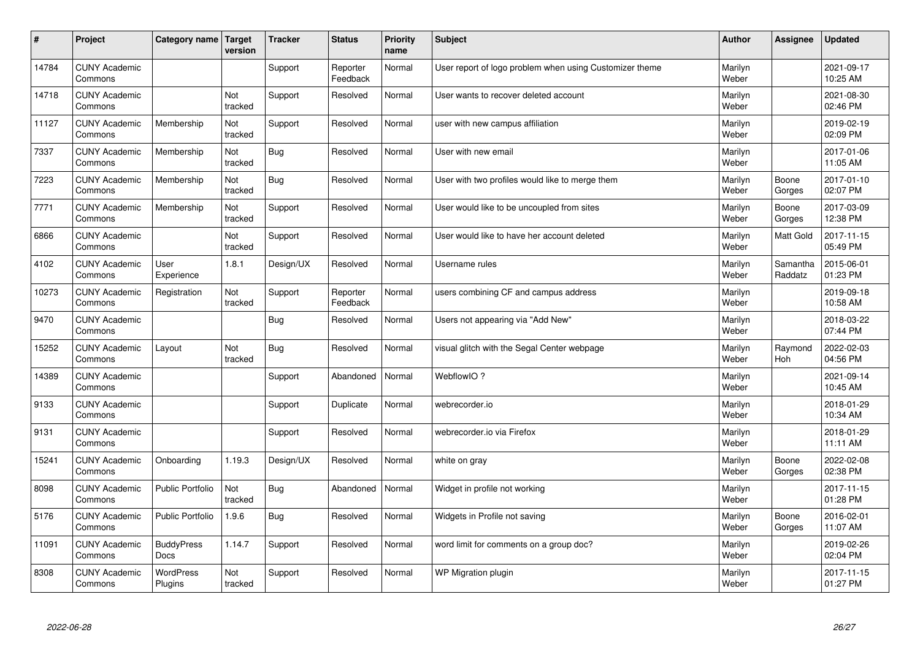| # | Project | Category name | Target version | Tracker | Status | Priority name | Subject | Author | Assignee | Updated |
|---|---|---|---|---|---|---|---|---|---|---|
| 14784 | CUNY Academic Commons | | | Support | Reporter Feedback | Normal | User report of logo problem when using Customizer theme | Marilyn Weber | | 2021-09-17 10:25 AM |
| 14718 | CUNY Academic Commons | | Not tracked | Support | Resolved | Normal | User wants to recover deleted account | Marilyn Weber | | 2021-08-30 02:46 PM |
| 11127 | CUNY Academic Commons | Membership | Not tracked | Support | Resolved | Normal | user with new campus affiliation | Marilyn Weber | | 2019-02-19 02:09 PM |
| 7337 | CUNY Academic Commons | Membership | Not tracked | Bug | Resolved | Normal | User with new email | Marilyn Weber | | 2017-01-06 11:05 AM |
| 7223 | CUNY Academic Commons | Membership | Not tracked | Bug | Resolved | Normal | User with two profiles would like to merge them | Marilyn Weber | Boone Gorges | 2017-01-10 02:07 PM |
| 7771 | CUNY Academic Commons | Membership | Not tracked | Support | Resolved | Normal | User would like to be uncoupled from sites | Marilyn Weber | Boone Gorges | 2017-03-09 12:38 PM |
| 6866 | CUNY Academic Commons | | Not tracked | Support | Resolved | Normal | User would like to have her account deleted | Marilyn Weber | Matt Gold | 2017-11-15 05:49 PM |
| 4102 | CUNY Academic Commons | User Experience | 1.8.1 | Design/UX | Resolved | Normal | Username rules | Marilyn Weber | Samantha Raddatz | 2015-06-01 01:23 PM |
| 10273 | CUNY Academic Commons | Registration | Not tracked | Support | Reporter Feedback | Normal | users combining CF and campus address | Marilyn Weber | | 2019-09-18 10:58 AM |
| 9470 | CUNY Academic Commons | | | Bug | Resolved | Normal | Users not appearing via "Add New" | Marilyn Weber | | 2018-03-22 07:44 PM |
| 15252 | CUNY Academic Commons | Layout | Not tracked | Bug | Resolved | Normal | visual glitch with the Segal Center webpage | Marilyn Weber | Raymond Hoh | 2022-02-03 04:56 PM |
| 14389 | CUNY Academic Commons | | | Support | Abandoned | Normal | WebflowIO ? | Marilyn Weber | | 2021-09-14 10:45 AM |
| 9133 | CUNY Academic Commons | | | Support | Duplicate | Normal | webrecorder.io | Marilyn Weber | | 2018-01-29 10:34 AM |
| 9131 | CUNY Academic Commons | | | Support | Resolved | Normal | webrecorder.io via Firefox | Marilyn Weber | | 2018-01-29 11:11 AM |
| 15241 | CUNY Academic Commons | Onboarding | 1.19.3 | Design/UX | Resolved | Normal | white on gray | Marilyn Weber | Boone Gorges | 2022-02-08 02:38 PM |
| 8098 | CUNY Academic Commons | Public Portfolio | Not tracked | Bug | Abandoned | Normal | Widget in profile not working | Marilyn Weber | | 2017-11-15 01:28 PM |
| 5176 | CUNY Academic Commons | Public Portfolio | 1.9.6 | Bug | Resolved | Normal | Widgets in Profile not saving | Marilyn Weber | Boone Gorges | 2016-02-01 11:07 AM |
| 11091 | CUNY Academic Commons | BuddyPress Docs | 1.14.7 | Support | Resolved | Normal | word limit for comments on a group doc? | Marilyn Weber | | 2019-02-26 02:04 PM |
| 8308 | CUNY Academic Commons | WordPress Plugins | Not tracked | Support | Resolved | Normal | WP Migration plugin | Marilyn Weber | | 2017-11-15 01:27 PM |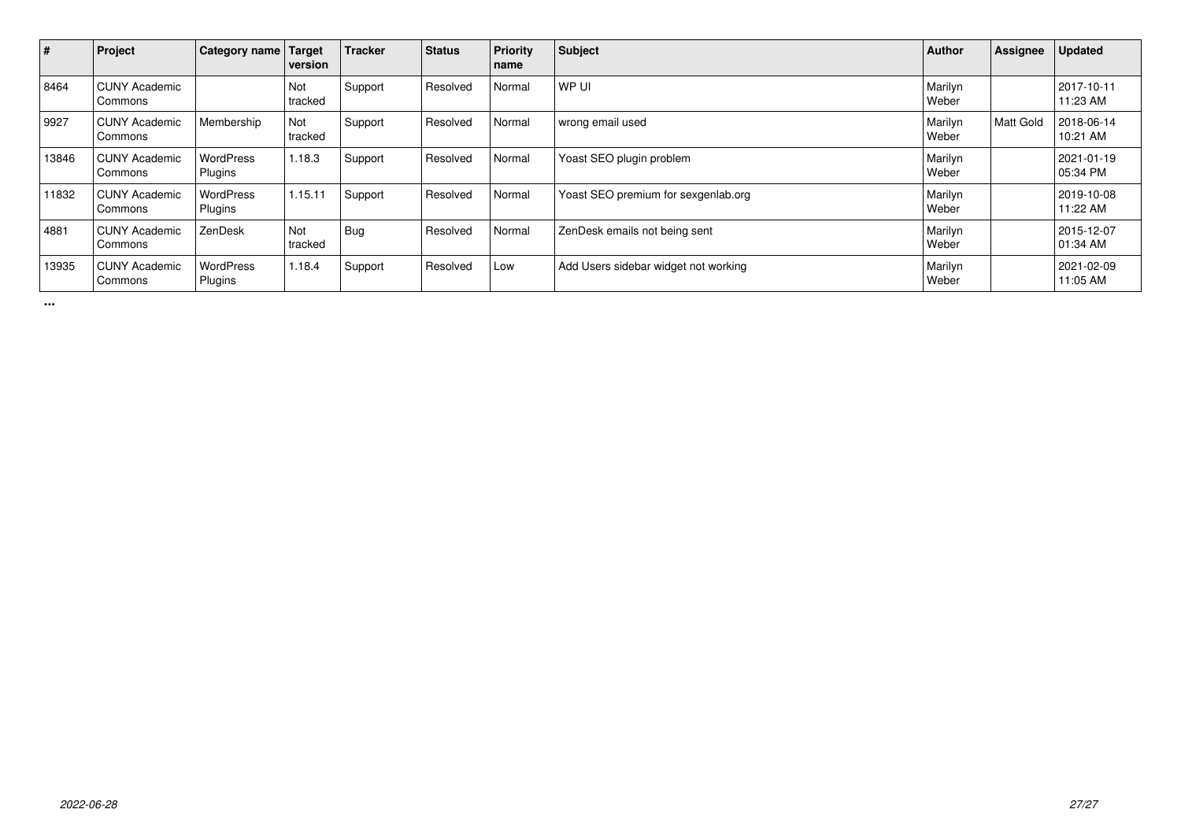| # | Project | Category name | Target version | Tracker | Status | Priority name | Subject | Author | Assignee | Updated |
|---|---|---|---|---|---|---|---|---|---|---|
| 8464 | CUNY Academic Commons | | Not tracked | Support | Resolved | Normal | WP UI | Marilyn Weber | | 2017-10-11 11:23 AM |
| 9927 | CUNY Academic Commons | Membership | Not tracked | Support | Resolved | Normal | wrong email used | Marilyn Weber | Matt Gold | 2018-06-14 10:21 AM |
| 13846 | CUNY Academic Commons | WordPress Plugins | 1.18.3 | Support | Resolved | Normal | Yoast SEO plugin problem | Marilyn Weber | | 2021-01-19 05:34 PM |
| 11832 | CUNY Academic Commons | WordPress Plugins | 1.15.11 | Support | Resolved | Normal | Yoast SEO premium for sexgenlab.org | Marilyn Weber | | 2019-10-08 11:22 AM |
| 4881 | CUNY Academic Commons | ZenDesk | Not tracked | Bug | Resolved | Normal | ZenDesk emails not being sent | Marilyn Weber | | 2015-12-07 01:34 AM |
| 13935 | CUNY Academic Commons | WordPress Plugins | 1.18.4 | Support | Resolved | Low | Add Users sidebar widget not working | Marilyn Weber | | 2021-02-09 11:05 AM |

...